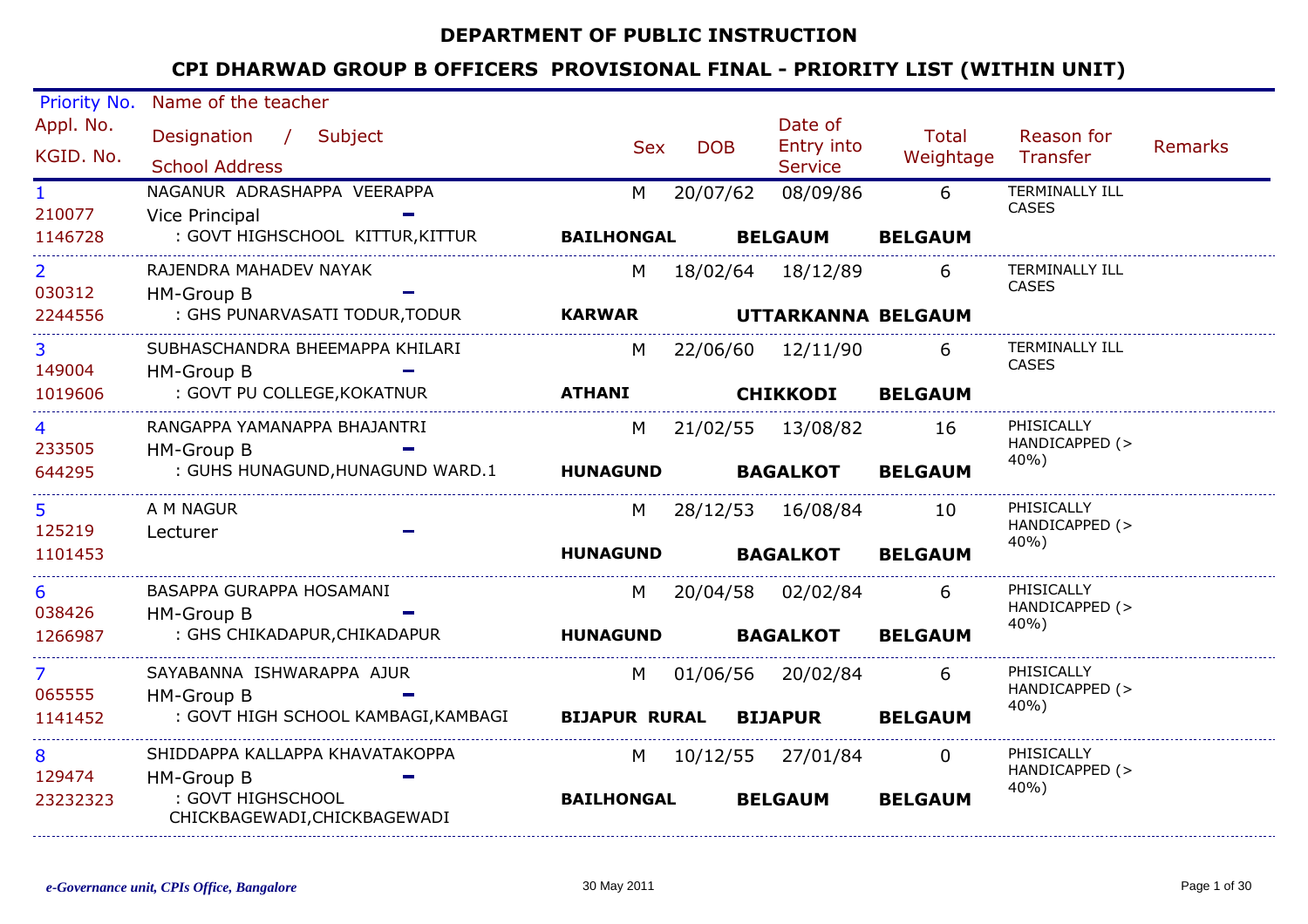# DEPARTMENT OF PUBLIC INSTRUCTION

## CPI DHARWAD GROUP B OFFICERS PROVISIONAL FINAL - PRIORITY LIST (WITHIN UNIT)

| Priority No. / Appl. No. / KGID. No. | Name of the teacher / Designation / Subject / School Address | Sex | DOB | Date of Entry into Service | Total Weightage | Reason for Transfer | Remarks |
|---|---|---|---|---|---|---|---|
| 1<br>210077<br>1146728 | NAGANUR ADRASHAPPA VEERAPPA<br>Vice Principal -<br>: GOVT HIGHSCHOOL KITTUR,KITTUR<br>**BAILHONGAL BELGAUM BELGAUM** | M | 20/07/62 | 08/09/86 | 6 | TERMINALLY ILL CASES | |
| 2<br>030312<br>2244556 | RAJENDRA MAHADEV NAYAK<br>HM-Group B -<br>: GHS PUNARVASATI TODUR,TODUR<br>**KARWAR UTTARKANNA BELGAUM** | M | 18/02/64 | 18/12/89 | 6 | TERMINALLY ILL CASES | |
| 3<br>149004<br>1019606 | SUBHASCHANDRA BHEEMAPPA KHILARI<br>HM-Group B -<br>: GOVT PU COLLEGE,KOKATNUR<br>**ATHANI CHIKKODI BELGAUM** | M | 22/06/60 | 12/11/90 | 6 | TERMINALLY ILL CASES | |
| 4<br>233505<br>644295 | RANGAPPA YAMANAPPA BHAJANTRI<br>HM-Group B -<br>: GUHS HUNAGUND,HUNAGUND WARD.1<br>**HUNAGUND BAGALKOT BELGAUM** | M | 21/02/55 | 13/08/82 | 16 | PHISICALLY HANDICAPPED (> 40%) | |
| 5<br>125219<br>1101453 | A M NAGUR<br>Lecturer -<br>**HUNAGUND BAGALKOT BELGAUM** | M | 28/12/53 | 16/08/84 | 10 | PHISICALLY HANDICAPPED (> 40%) | |
| 6<br>038426<br>1266987 | BASAPPA GURAPPA HOSAMANI<br>HM-Group B -<br>: GHS CHIKADAPUR,CHIKADAPUR<br>**HUNAGUND BAGALKOT BELGAUM** | M | 20/04/58 | 02/02/84 | 6 | PHISICALLY HANDICAPPED (> 40%) | |
| 7<br>065555<br>1141452 | SAYABANNA ISHWARAPPA AJUR<br>HM-Group B -<br>: GOVT HIGH SCHOOL KAMBAGI,KAMBAGI<br>**BIJAPUR RURAL BIJAPUR BELGAUM** | M | 01/06/56 | 20/02/84 | 6 | PHISICALLY HANDICAPPED (> 40%) | |
| 8<br>129474<br>23232323 | SHIDDAPPA KALLAPPA KHAVATAKOPPA<br>HM-Group B -<br>: GOVT HIGHSCHOOL CHICKBAGEWADI,CHICKBAGEWADI<br>**BAILHONGAL BELGAUM BELGAUM** | M | 10/12/55 | 27/01/84 | 0 | PHISICALLY HANDICAPPED (> 40%) | |

*e-Governance unit, CPIs Office, Bangalore* 30 May 2011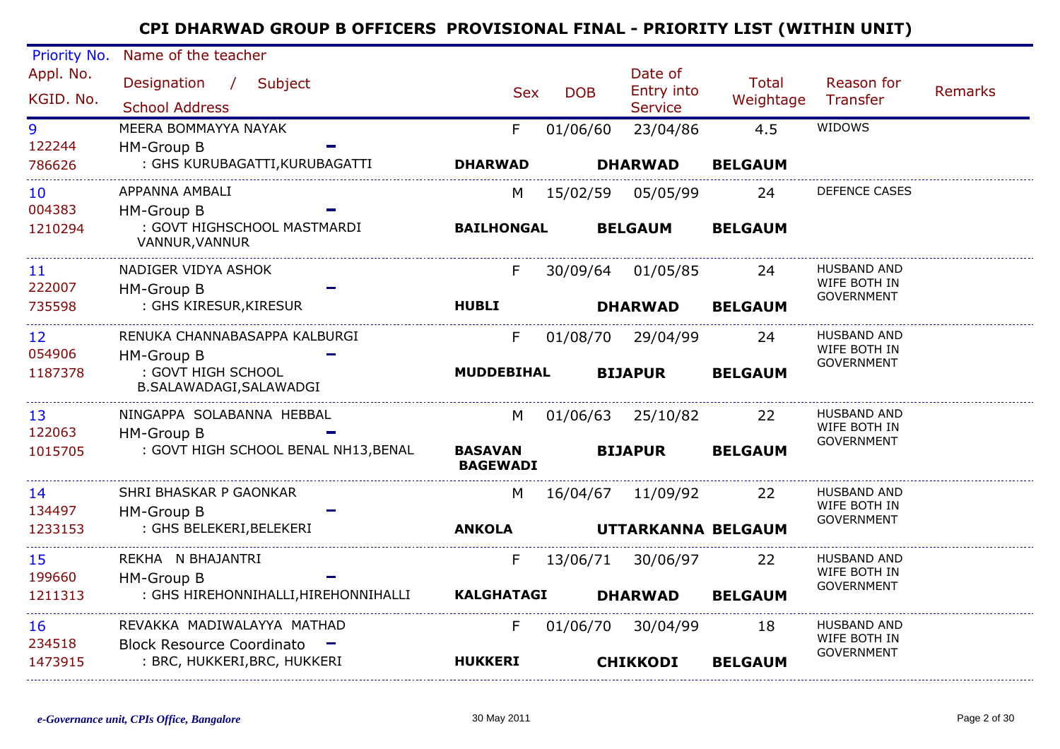# CPI DHARWAD GROUP B OFFICERS PROVISIONAL FINAL - PRIORITY LIST (WITHIN UNIT)

| Priority No. / Appl. No. / KGID. No. | Name of the teacher / Designation / Subject / School Address | Sex | DOB | Date of Entry into Service | Total Weightage | Reason for Transfer | Remarks |
|---|---|---|---|---|---|---|---|
| 9<br>122244<br>786626 | MEERA BOMMAYYA NAYAK<br>HM-Group B -<br>: GHS KURUBAGATTI,KURUBAGATTI | F<br>**DHARWAD** | 01/06/60 | 23/04/86<br>**DHARWAD** | 4.5<br>**BELGAUM** | WIDOWS | |
| 10<br>004383<br>1210294 | APPANNA AMBALI<br>HM-Group B -<br>: GOVT HIGHSCHOOL MASTMARDI VANNUR,VANNUR | M<br>**BAILHONGAL** | 15/02/59 | 05/05/99<br>**BELGAUM** | 24<br>**BELGAUM** | DEFENCE CASES | |
| 11<br>222007<br>735598 | NADIGER VIDYA ASHOK<br>HM-Group B -<br>: GHS KIRESUR,KIRESUR | F<br>**HUBLI** | 30/09/64 | 01/05/85<br>**DHARWAD** | 24<br>**BELGAUM** | HUSBAND AND WIFE BOTH IN GOVERNMENT | |
| 12<br>054906<br>1187378 | RENUKA CHANNABASAPPA KALBURGI<br>HM-Group B -<br>: GOVT HIGH SCHOOL B.SALAWADAGI,SALAWADGI | F<br>**MUDDEBIHAL** | 01/08/70 | 29/04/99<br>**BIJAPUR** | 24<br>**BELGAUM** | HUSBAND AND WIFE BOTH IN GOVERNMENT | |
| 13<br>122063<br>1015705 | NINGAPPA SOLABANNA HEBBAL<br>HM-Group B -<br>: GOVT HIGH SCHOOL BENAL NH13,BENAL | M<br>**BASAVAN BAGEWADI** | 01/06/63 | 25/10/82<br>**BIJAPUR** | 22<br>**BELGAUM** | HUSBAND AND WIFE BOTH IN GOVERNMENT | |
| 14<br>134497<br>1233153 | SHRI BHASKAR P GAONKAR<br>HM-Group B -<br>: GHS BELEKERI,BELEKERI | M<br>**ANKOLA** | 16/04/67 | 11/09/92<br>**UTTARKANNA** | 22<br>**BELGAUM** | HUSBAND AND WIFE BOTH IN GOVERNMENT | |
| 15<br>199660<br>1211313 | REKHA N BHAJANTRI<br>HM-Group B -<br>: GHS HIREHONNIHALLI,HIREHONNIHALLI | F<br>**KALGHATAGI** | 13/06/71 | 30/06/97<br>**DHARWAD** | 22<br>**BELGAUM** | HUSBAND AND WIFE BOTH IN GOVERNMENT | |
| 16<br>234518<br>1473915 | REVAKKA MADIWALAYYA MATHAD<br>Block Resource Coordinato -<br>: BRC, HUKKERI,BRC, HUKKERI | F<br>**HUKKERI** | 01/06/70 | 30/04/99<br>**CHIKKODI** | 18<br>**BELGAUM** | HUSBAND AND WIFE BOTH IN GOVERNMENT | |

*e-Governance unit, CPIs Office, Bangalore* — 30 May 2011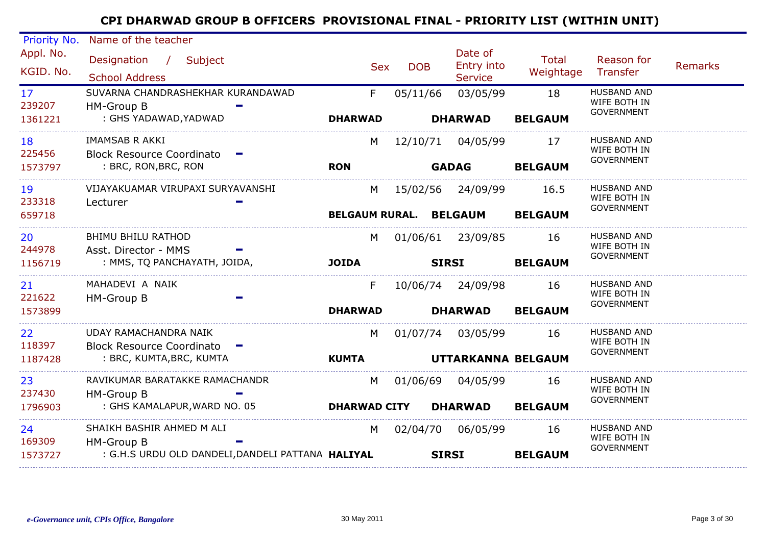# CPI DHARWAD GROUP B OFFICERS PROVISIONAL FINAL - PRIORITY LIST (WITHIN UNIT)

| Priority No. / Appl. No. / KGID. No. | Name of the teacher / Designation / Subject / School Address | Sex | DOB | Date of Entry into Service | Total Weightage | Reason for Transfer | Remarks |
|---|---|---|---|---|---|---|---|
| 17 / 239207 / 1361221 | SUVARNA CHANDRASHEKHAR KURANDAWAD / HM-Group B - / : GHS YADAWAD,YADWAD | F / DHARWAD | 05/11/66 | 03/05/99 / DHARWAD | 18 / BELGAUM | HUSBAND AND WIFE BOTH IN GOVERNMENT | |
| 18 / 225456 / 1573797 | IMAMSAB R AKKI / Block Resource Coordinato - / : BRC, RON,BRC, RON | M / RON | 12/10/71 | 04/05/99 / GADAG | 17 / BELGAUM | HUSBAND AND WIFE BOTH IN GOVERNMENT | |
| 19 / 233318 / 659718 | VIJAYAKUAMAR VIRUPAXI SURYAVANSHI / Lecturer - | M / BELGAUM RURAL. | 15/02/56 | 24/09/99 / BELGAUM | 16.5 / BELGAUM | HUSBAND AND WIFE BOTH IN GOVERNMENT | |
| 20 / 244978 / 1156719 | BHIMU BHILU RATHOD / Asst. Director - MMS - / : MMS, TQ PANCHAYATH, JOIDA, | M / JOIDA | 01/06/61 | 23/09/85 / SIRSI | 16 / BELGAUM | HUSBAND AND WIFE BOTH IN GOVERNMENT | |
| 21 / 221622 / 1573899 | MAHADEVI A NAIK / HM-Group B - | F / DHARWAD | 10/06/74 | 24/09/98 / DHARWAD | 16 / BELGAUM | HUSBAND AND WIFE BOTH IN GOVERNMENT | |
| 22 / 118397 / 1187428 | UDAY RAMACHANDRA NAIK / Block Resource Coordinato - / : BRC, KUMTA,BRC, KUMTA | M / KUMTA | 01/07/74 | 03/05/99 / UTTARKANNA | 16 / BELGAUM | HUSBAND AND WIFE BOTH IN GOVERNMENT | |
| 23 / 237430 / 1796903 | RAVIKUMAR BARATAKKE RAMACHANDR / HM-Group B - / : GHS KAMALAPUR,WARD NO. 05 | M / DHARWAD CITY | 01/06/69 | 04/05/99 / DHARWAD | 16 / BELGAUM | HUSBAND AND WIFE BOTH IN GOVERNMENT | |
| 24 / 169309 / 1573727 | SHAIKH BASHIR AHMED M ALI / HM-Group B - / : G.H.S URDU OLD DANDELI,DANDELI PATTANA | M / HALIYAL | 02/04/70 | 06/05/99 / SIRSI | 16 / BELGAUM | HUSBAND AND WIFE BOTH IN GOVERNMENT | |

*e-Governance unit, CPIs Office, Bangalore*

30 May 2011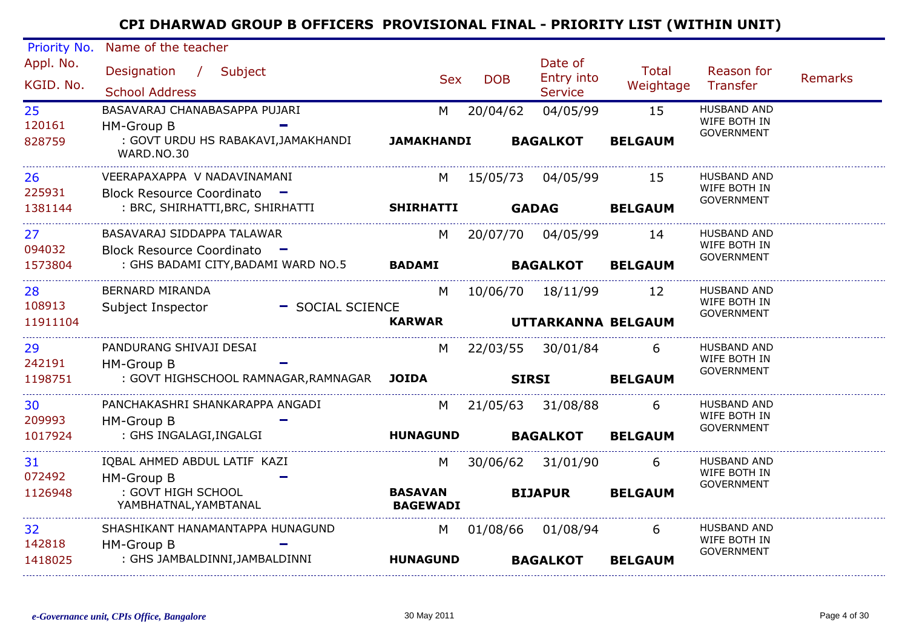# CPI DHARWAD GROUP B OFFICERS PROVISIONAL FINAL - PRIORITY LIST (WITHIN UNIT)

| Priority No. / Appl. No. / KGID. No. | Name of the teacher / Designation / Subject / School Address | Sex | DOB | Date of Entry into Service | Total Weightage | Reason for Transfer | Remarks |
|---|---|---|---|---|---|---|---|
| 25 / 120161 / 828759 | BASAVARAJ CHANABASAPPA PUJARI / HM-Group B - / : GOVT URDU HS RABAKAVI,JAMAKHANDI WARD.NO.30 / **JAMAKHANDI** **BAGALKOT** **BELGAUM** | M | 20/04/62 | 04/05/99 | 15 | HUSBAND AND WIFE BOTH IN GOVERNMENT | |
| 26 / 225931 / 1381144 | VEERAPAXAPPA V NADAVINAMANI / Block Resource Coordinato - / : BRC, SHIRHATTI,BRC, SHIRHATTI / **SHIRHATTI** **GADAG** **BELGAUM** | M | 15/05/73 | 04/05/99 | 15 | HUSBAND AND WIFE BOTH IN GOVERNMENT | |
| 27 / 094032 / 1573804 | BASAVARAJ SIDDAPPA TALAWAR / Block Resource Coordinato - / : GHS BADAMI CITY,BADAMI WARD NO.5 / **BADAMI** **BAGALKOT** **BELGAUM** | M | 20/07/70 | 04/05/99 | 14 | HUSBAND AND WIFE BOTH IN GOVERNMENT | |
| 28 / 108913 / 11911104 | BERNARD MIRANDA / Subject Inspector - SOCIAL SCIENCE / **KARWAR** **UTTARKANNA** **BELGAUM** | M | 10/06/70 | 18/11/99 | 12 | HUSBAND AND WIFE BOTH IN GOVERNMENT | |
| 29 / 242191 / 1198751 | PANDURANG SHIVAJI DESAI / HM-Group B - / : GOVT HIGHSCHOOL RAMNAGAR,RAMNAGAR / **JOIDA** **SIRSI** **BELGAUM** | M | 22/03/55 | 30/01/84 | 6 | HUSBAND AND WIFE BOTH IN GOVERNMENT | |
| 30 / 209993 / 1017924 | PANCHAKASHRI SHANKARAPPA ANGADI / HM-Group B - / : GHS INGALAGI,INGALGI / **HUNAGUND** **BAGALKOT** **BELGAUM** | M | 21/05/63 | 31/08/88 | 6 | HUSBAND AND WIFE BOTH IN GOVERNMENT | |
| 31 / 072492 / 1126948 | IQBAL AHMED ABDUL LATIF KAZI / HM-Group B - / : GOVT HIGH SCHOOL YAMBHATNAL,YAMBTANAL / **BASAVAN BAGEWADI** **BIJAPUR** **BELGAUM** | M | 30/06/62 | 31/01/90 | 6 | HUSBAND AND WIFE BOTH IN GOVERNMENT | |
| 32 / 142818 / 1418025 | SHASHIKANT HANAMANTAPPA HUNAGUND / HM-Group B - / : GHS JAMBALDINNI,JAMBALDINNI / **HUNAGUND** **BAGALKOT** **BELGAUM** | M | 01/08/66 | 01/08/94 | 6 | HUSBAND AND WIFE BOTH IN GOVERNMENT | |

*e-Governance unit, CPIs Office, Bangalore* — 30 May 2011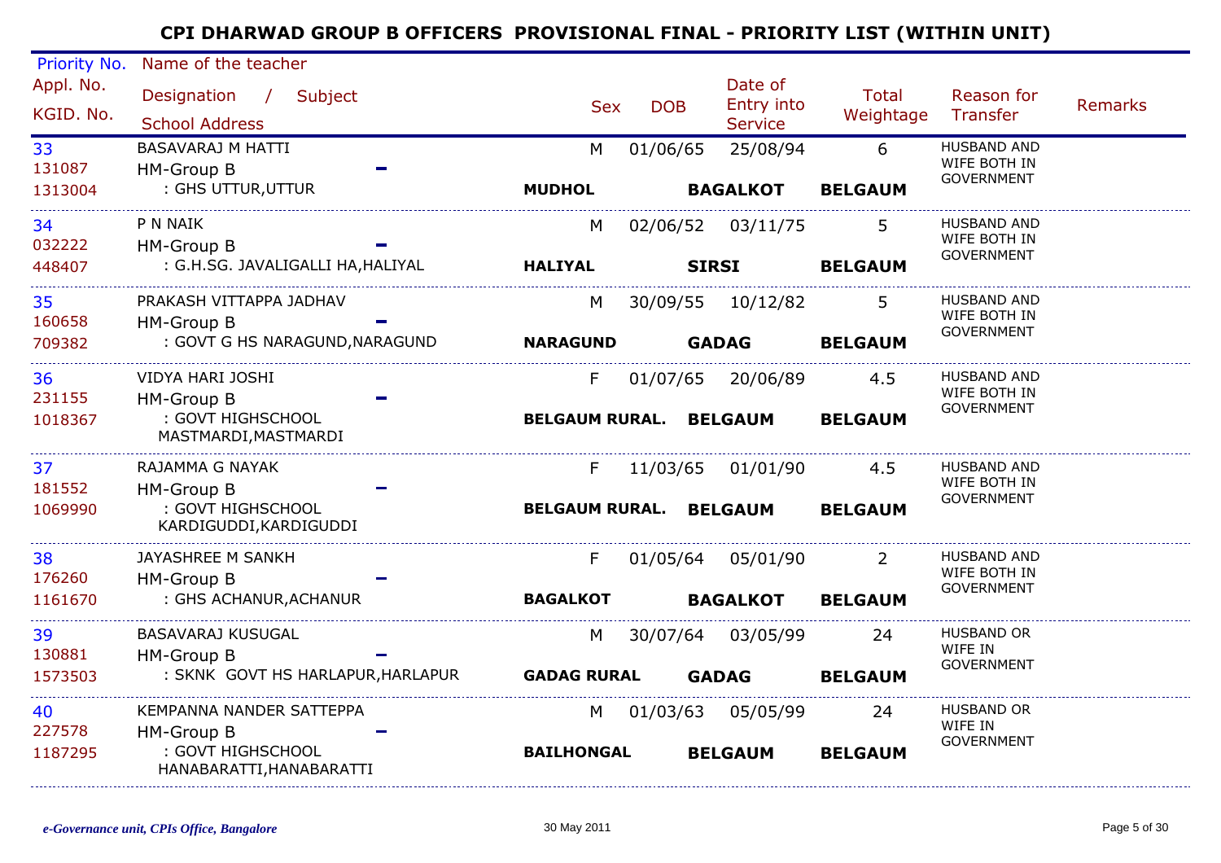# CPI DHARWAD GROUP B OFFICERS PROVISIONAL FINAL - PRIORITY LIST (WITHIN UNIT)

| Priority No. / Appl. No. / KGID. No. | Name of the teacher / Designation / Subject / School Address | Sex | DOB | Date of Entry into Service | Total Weightage | Reason for Transfer | Remarks |
|---|---|---|---|---|---|---|---|
| 33<br>131087<br>1313004 | BASAVARAJ M HATTI<br>HM-Group B -<br>: GHS UTTUR,UTTUR<br>**MUDHOL** **BAGALKOT** **BELGAUM** | M | 01/06/65 | 25/08/94 | 6 | HUSBAND AND WIFE BOTH IN GOVERNMENT | |
| 34<br>032222<br>448407 | P N NAIK<br>HM-Group B -<br>: G.H.SG. JAVALIGALLI HA,HALIYAL<br>**HALIYAL** **SIRSI** **BELGAUM** | M | 02/06/52 | 03/11/75 | 5 | HUSBAND AND WIFE BOTH IN GOVERNMENT | |
| 35<br>160658<br>709382 | PRAKASH VITTAPPA JADHAV<br>HM-Group B -<br>: GOVT G HS NARAGUND,NARAGUND<br>**NARAGUND** **GADAG** **BELGAUM** | M | 30/09/55 | 10/12/82 | 5 | HUSBAND AND WIFE BOTH IN GOVERNMENT | |
| 36<br>231155<br>1018367 | VIDYA HARI JOSHI<br>HM-Group B -<br>: GOVT HIGHSCHOOL MASTMARDI,MASTMARDI<br>**BELGAUM RURAL.** **BELGAUM** **BELGAUM** | F | 01/07/65 | 20/06/89 | 4.5 | HUSBAND AND WIFE BOTH IN GOVERNMENT | |
| 37<br>181552<br>1069990 | RAJAMMA G NAYAK<br>HM-Group B -<br>: GOVT HIGHSCHOOL KARDIGUDDI,KARDIGUDDI<br>**BELGAUM RURAL.** **BELGAUM** **BELGAUM** | F | 11/03/65 | 01/01/90 | 4.5 | HUSBAND AND WIFE BOTH IN GOVERNMENT | |
| 38<br>176260<br>1161670 | JAYASHREE M SANKH<br>HM-Group B -<br>: GHS ACHANUR,ACHANUR<br>**BAGALKOT** **BAGALKOT** **BELGAUM** | F | 01/05/64 | 05/01/90 | 2 | HUSBAND AND WIFE BOTH IN GOVERNMENT | |
| 39<br>130881<br>1573503 | BASAVARAJ KUSUGAL<br>HM-Group B -<br>: SKNK GOVT HS HARLAPUR,HARLAPUR<br>**GADAG RURAL** **GADAG** **BELGAUM** | M | 30/07/64 | 03/05/99 | 24 | HUSBAND OR WIFE IN GOVERNMENT | |
| 40<br>227578<br>1187295 | KEMPANNA NANDER SATTEPPA<br>HM-Group B -<br>: GOVT HIGHSCHOOL HANABARATTI,HANABARATTI<br>**BAILHONGAL** **BELGAUM** **BELGAUM** | M | 01/03/63 | 05/05/99 | 24 | HUSBAND OR WIFE IN GOVERNMENT | |

*e-Governance unit, CPIs Office, Bangalore* 30 May 2011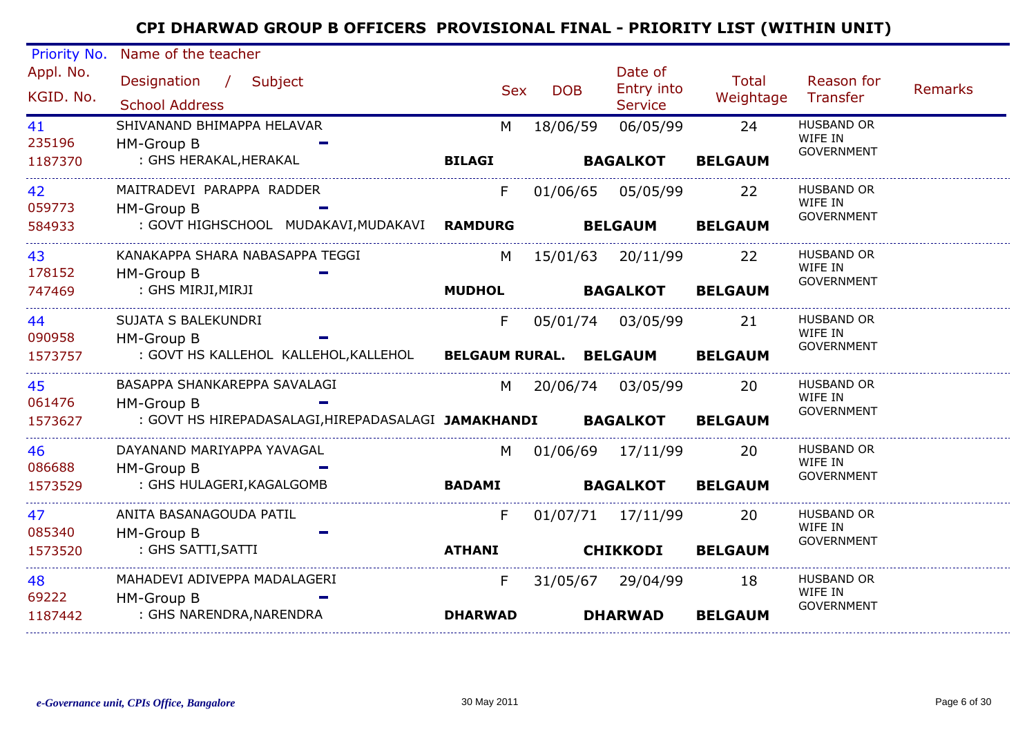# CPI DHARWAD GROUP B OFFICERS PROVISIONAL FINAL - PRIORITY LIST (WITHIN UNIT)

| Priority No. / Appl. No. / KGID. No. | Name of the teacher / Designation / Subject / School Address | | Sex | DOB | Date of Entry into Service | Total Weightage | Reason for Transfer | Remarks |
|---|---|---|---|---|---|---|---|---|
| 41<br>235196<br>1187370 | SHIVANAND BHIMAPPA HELAVAR<br>HM-Group B -<br>: GHS HERAKAL,HERAKAL | **BILAGI** | M | 18/06/59 | 06/05/99<br>**BAGALKOT** | 24<br>**BELGAUM** | HUSBAND OR WIFE IN GOVERNMENT | |
| 42<br>059773<br>584933 | MAITRADEVI PARAPPA RADDER<br>HM-Group B -<br>: GOVT HIGHSCHOOL MUDAKAVI,MUDAKAVI | **RAMDURG** | F | 01/06/65 | 05/05/99<br>**BELGAUM** | 22<br>**BELGAUM** | HUSBAND OR WIFE IN GOVERNMENT | |
| 43<br>178152<br>747469 | KANAKAPPA SHARA NABASAPPA TEGGI<br>HM-Group B -<br>: GHS MIRJI,MIRJI | **MUDHOL** | M | 15/01/63 | 20/11/99<br>**BAGALKOT** | 22<br>**BELGAUM** | HUSBAND OR WIFE IN GOVERNMENT | |
| 44<br>090958<br>1573757 | SUJATA S BALEKUNDRI<br>HM-Group B -<br>: GOVT HS KALLEHOL KALLEHOL,KALLEHOL | **BELGAUM RURAL.** | F | 05/01/74 | 03/05/99<br>**BELGAUM** | 21<br>**BELGAUM** | HUSBAND OR WIFE IN GOVERNMENT | |
| 45<br>061476<br>1573627 | BASAPPA SHANKAREPPA SAVALAGI<br>HM-Group B -<br>: GOVT HS HIREPADASALAGI,HIREPADASALAGI | **JAMAKHANDI** | M | 20/06/74 | 03/05/99<br>**BAGALKOT** | 20<br>**BELGAUM** | HUSBAND OR WIFE IN GOVERNMENT | |
| 46<br>086688<br>1573529 | DAYANAND MARIYAPPA YAVAGAL<br>HM-Group B -<br>: GHS HULAGERI,KAGALGOMB | **BADAMI** | M | 01/06/69 | 17/11/99<br>**BAGALKOT** | 20<br>**BELGAUM** | HUSBAND OR WIFE IN GOVERNMENT | |
| 47<br>085340<br>1573520 | ANITA BASANAGOUDA PATIL<br>HM-Group B -<br>: GHS SATTI,SATTI | **ATHANI** | F | 01/07/71 | 17/11/99<br>**CHIKKODI** | 20<br>**BELGAUM** | HUSBAND OR WIFE IN GOVERNMENT | |
| 48<br>69222<br>1187442 | MAHADEVI ADIVEPPA MADALAGERI<br>HM-Group B -<br>: GHS NARENDRA,NARENDRA | **DHARWAD** | F | 31/05/67 | 29/04/99<br>**DHARWAD** | 18<br>**BELGAUM** | HUSBAND OR WIFE IN GOVERNMENT | |

*e-Governance unit, CPIs Office, Bangalore* 30 May 2011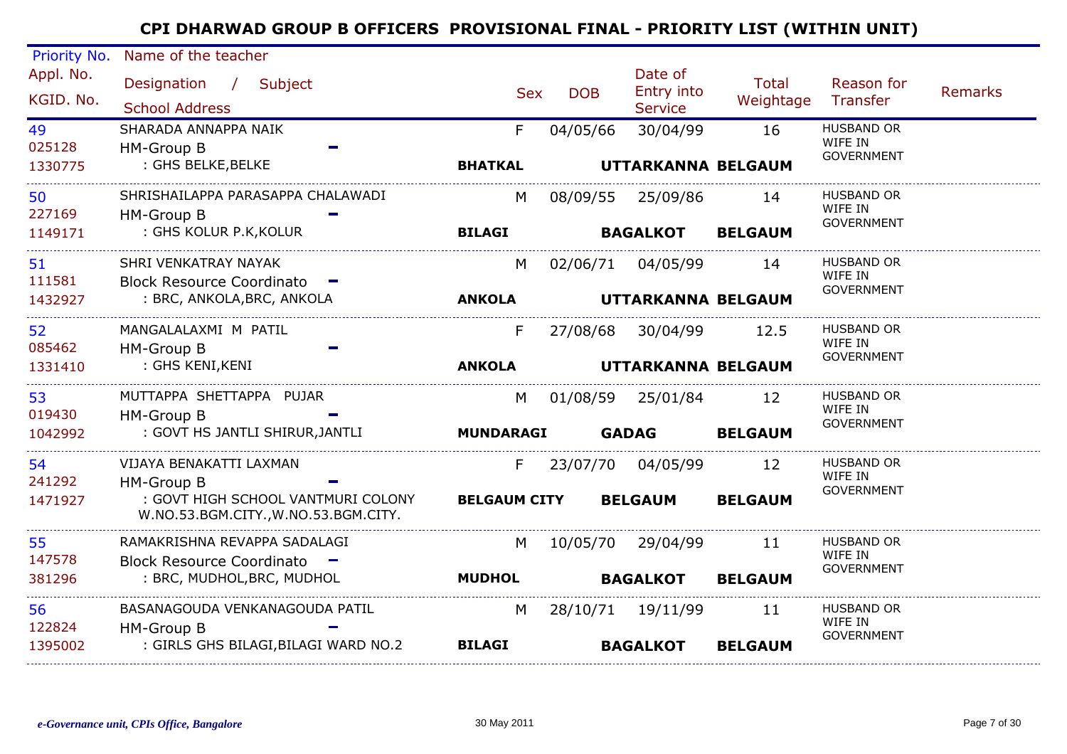# CPI DHARWAD GROUP B OFFICERS PROVISIONAL FINAL - PRIORITY LIST (WITHIN UNIT)

| Priority No. / Appl. No. / KGID. No. | Name of the teacher / Designation / Subject / School Address | Sex | DOB | Date of Entry into Service | Total Weightage | Reason for Transfer | Remarks |
|---|---|---|---|---|---|---|---|
| 49<br>025128<br>1330775 | SHARADA ANNAPPA NAIK<br>HM-Group B -<br>: GHS BELKE,BELKE<br>**BHATKAL** | F | 04/05/66 | 30/04/99<br>**UTTARKANNA** | 16<br>**BELGAUM** | HUSBAND OR WIFE IN GOVERNMENT | |
| 50<br>227169<br>1149171 | SHRISHAILAPPA PARASAPPA CHALAWADI<br>HM-Group B -<br>: GHS KOLUR P.K,KOLUR<br>**BILAGI** | M | 08/09/55 | 25/09/86<br>**BAGALKOT** | 14<br>**BELGAUM** | HUSBAND OR WIFE IN GOVERNMENT | |
| 51<br>111581<br>1432927 | SHRI VENKATRAY NAYAK<br>Block Resource Coordinato -<br>: BRC, ANKOLA,BRC, ANKOLA<br>**ANKOLA** | M | 02/06/71 | 04/05/99<br>**UTTARKANNA** | 14<br>**BELGAUM** | HUSBAND OR WIFE IN GOVERNMENT | |
| 52<br>085462<br>1331410 | MANGALALAXMI M PATIL<br>HM-Group B -<br>: GHS KENI,KENI<br>**ANKOLA** | F | 27/08/68 | 30/04/99<br>**UTTARKANNA** | 12.5<br>**BELGAUM** | HUSBAND OR WIFE IN GOVERNMENT | |
| 53<br>019430<br>1042992 | MUTTAPPA SHETTAPPA PUJAR<br>HM-Group B -<br>: GOVT HS JANTLI SHIRUR,JANTLI<br>**MUNDARAGI** | M | 01/08/59 | 25/01/84<br>**GADAG** | 12<br>**BELGAUM** | HUSBAND OR WIFE IN GOVERNMENT | |
| 54<br>241292<br>1471927 | VIJAYA BENAKATTI LAXMAN<br>HM-Group B -<br>: GOVT HIGH SCHOOL VANTMURI COLONY W.NO.53.BGM.CITY.,W.NO.53.BGM.CITY.<br>**BELGAUM CITY** | F | 23/07/70 | 04/05/99<br>**BELGAUM** | 12<br>**BELGAUM** | HUSBAND OR WIFE IN GOVERNMENT | |
| 55<br>147578<br>381296 | RAMAKRISHNA REVAPPA SADALAGI<br>Block Resource Coordinato -<br>: BRC, MUDHOL,BRC, MUDHOL<br>**MUDHOL** | M | 10/05/70 | 29/04/99<br>**BAGALKOT** | 11<br>**BELGAUM** | HUSBAND OR WIFE IN GOVERNMENT | |
| 56<br>122824<br>1395002 | BASANAGOUDA VENKANAGOUDA PATIL<br>HM-Group B -<br>: GIRLS GHS BILAGI,BILAGI WARD NO.2<br>**BILAGI** | M | 28/10/71 | 19/11/99<br>**BAGALKOT** | 11<br>**BELGAUM** | HUSBAND OR WIFE IN GOVERNMENT | |

*e-Governance unit, CPIs Office, Bangalore* 30 May 2011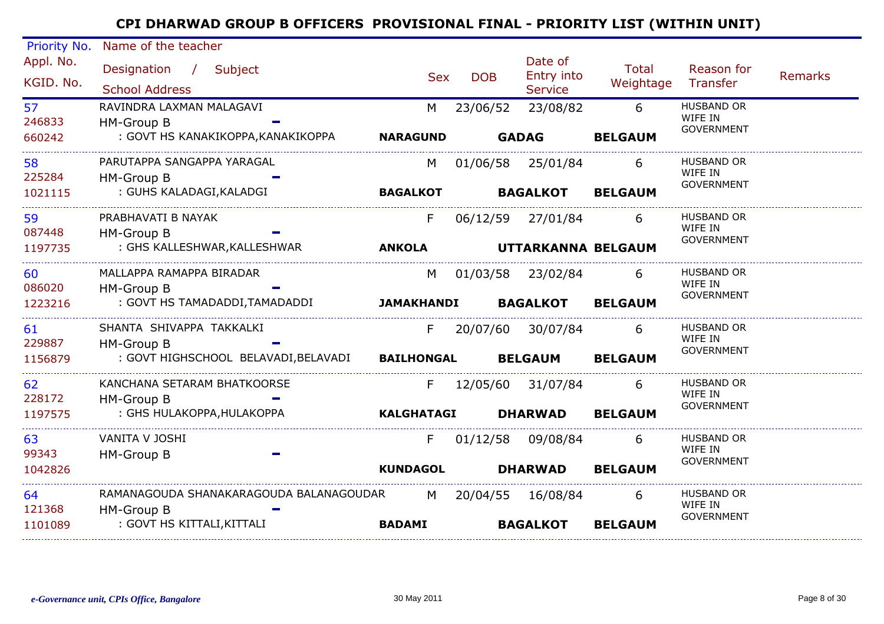# CPI DHARWAD GROUP B OFFICERS PROVISIONAL FINAL - PRIORITY LIST (WITHIN UNIT)

| Priority No. / Appl. No. / KGID. No. | Name of the teacher / Designation / Subject / School Address | Sex | DOB | Date of Entry into Service | Total Weightage | Reason for Transfer | Remarks |
|---|---|---|---|---|---|---|---|
| 57 / 246833 / 660242 | RAVINDRA LAXMAN MALAGAVI / HM-Group B - / : GOVT HS KANAKIKOPPA,KANAKIKOPPA NARAGUND GADAG BELGAUM | M | 23/06/52 | 23/08/82 | 6 | HUSBAND OR WIFE IN GOVERNMENT | |
| 58 / 225284 / 1021115 | PARUTAPPA SANGAPPA YARAGAL / HM-Group B - / : GUHS KALADAGI,KALADGI BAGALKOT BAGALKOT BELGAUM | M | 01/06/58 | 25/01/84 | 6 | HUSBAND OR WIFE IN GOVERNMENT | |
| 59 / 087448 / 1197735 | PRABHAVATI B NAYAK / HM-Group B - / : GHS KALLESHWAR,KALLESHWAR ANKOLA UTTARKANNA BELGAUM | F | 06/12/59 | 27/01/84 | 6 | HUSBAND OR WIFE IN GOVERNMENT | |
| 60 / 086020 / 1223216 | MALLAPPA RAMAPPA BIRADAR / HM-Group B - / : GOVT HS TAMADADDI,TAMADADDI JAMAKHANDI BAGALKOT BELGAUM | M | 01/03/58 | 23/02/84 | 6 | HUSBAND OR WIFE IN GOVERNMENT | |
| 61 / 229887 / 1156879 | SHANTA SHIVAPPA TAKKALKI / HM-Group B - / : GOVT HIGHSCHOOL BELAVADI,BELAVADI BAILHONGAL BELGAUM BELGAUM | F | 20/07/60 | 30/07/84 | 6 | HUSBAND OR WIFE IN GOVERNMENT | |
| 62 / 228172 / 1197575 | KANCHANA SETARAM BHATKOORSE / HM-Group B - / : GHS HULAKOPPA,HULAKOPPA KALGHATAGI DHARWAD BELGAUM | F | 12/05/60 | 31/07/84 | 6 | HUSBAND OR WIFE IN GOVERNMENT | |
| 63 / 99343 / 1042826 | VANITA V JOSHI / HM-Group B - / KUNDAGOL DHARWAD BELGAUM | F | 01/12/58 | 09/08/84 | 6 | HUSBAND OR WIFE IN GOVERNMENT | |
| 64 / 121368 / 1101089 | RAMANAGOUDA SHANAKARAGOUDA BALANAGOUDAR / HM-Group B - / : GOVT HS KITTALI,KITTALI BADAMI BAGALKOT BELGAUM | M | 20/04/55 | 16/08/84 | 6 | HUSBAND OR WIFE IN GOVERNMENT | |

*e-Governance unit, CPIs Office, Bangalore* 30 May 2011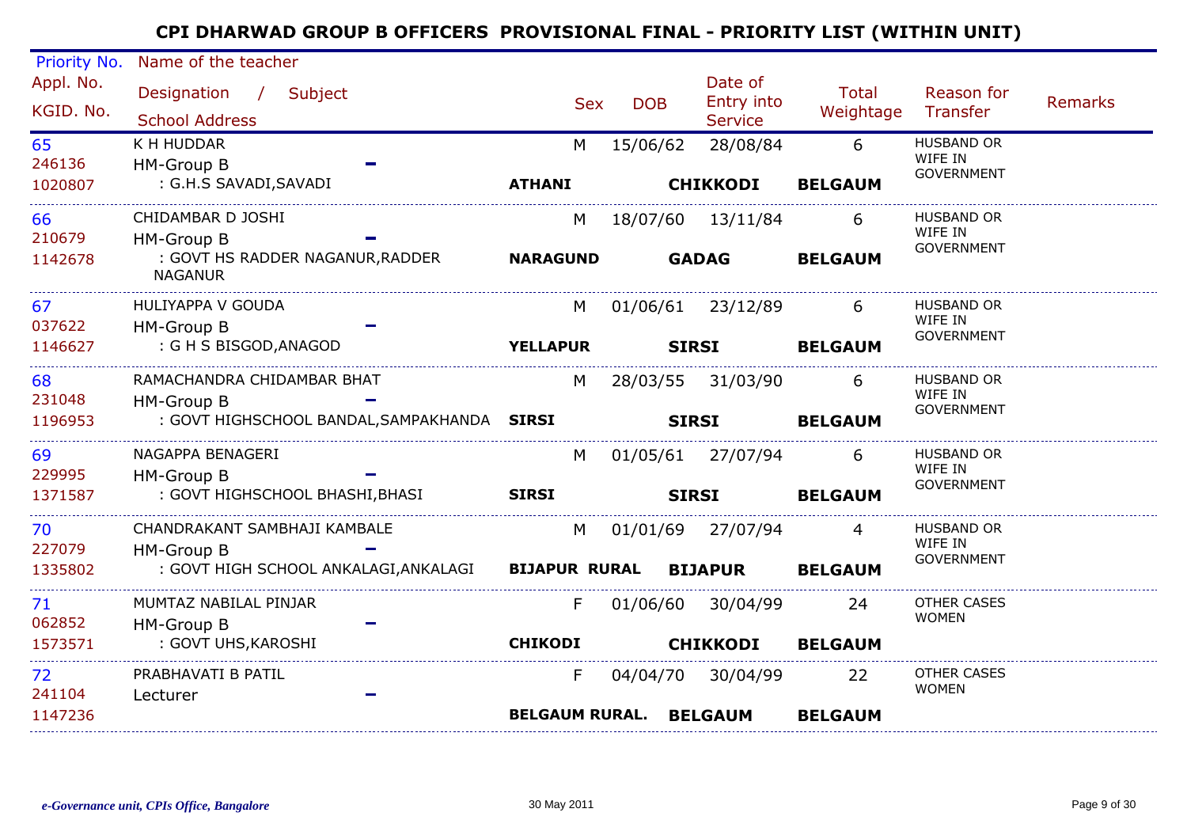# CPI DHARWAD GROUP B OFFICERS PROVISIONAL FINAL - PRIORITY LIST (WITHIN UNIT)

| Priority No. / Appl. No. / KGID. No. | Name of the teacher / Designation / Subject / School Address | Sex | DOB | Date of Entry into Service | Total Weightage | Reason for Transfer | Remarks |
|---|---|---|---|---|---|---|---|
| 65<br>246136<br>1020807 | K H HUDDAR<br>HM-Group B –<br>: G.H.S SAVADI,SAVADI<br>**ATHANI** **CHIKKODI** **BELGAUM** | M | 15/06/62 | 28/08/84 | 6 | HUSBAND OR WIFE IN GOVERNMENT | |
| 66<br>210679<br>1142678 | CHIDAMBAR D JOSHI<br>HM-Group B –<br>: GOVT HS RADDER NAGANUR,RADDER NAGANUR<br>**NARAGUND** **GADAG** **BELGAUM** | M | 18/07/60 | 13/11/84 | 6 | HUSBAND OR WIFE IN GOVERNMENT | |
| 67<br>037622<br>1146627 | HULIYAPPA V GOUDA<br>HM-Group B –<br>: G H S BISGOD,ANAGOD<br>**YELLAPUR** **SIRSI** **BELGAUM** | M | 01/06/61 | 23/12/89 | 6 | HUSBAND OR WIFE IN GOVERNMENT | |
| 68<br>231048<br>1196953 | RAMACHANDRA CHIDAMBAR BHAT<br>HM-Group B –<br>: GOVT HIGHSCHOOL BANDAL,SAMPAKHANDA<br>**SIRSI** **SIRSI** **BELGAUM** | M | 28/03/55 | 31/03/90 | 6 | HUSBAND OR WIFE IN GOVERNMENT | |
| 69<br>229995<br>1371587 | NAGAPPA BENAGERI<br>HM-Group B –<br>: GOVT HIGHSCHOOL BHASHI,BHASI<br>**SIRSI** **SIRSI** **BELGAUM** | M | 01/05/61 | 27/07/94 | 6 | HUSBAND OR WIFE IN GOVERNMENT | |
| 70<br>227079<br>1335802 | CHANDRAKANT SAMBHAJI KAMBALE<br>HM-Group B –<br>: GOVT HIGH SCHOOL ANKALAGI,ANKALAGI<br>**BIJAPUR RURAL** **BIJAPUR** **BELGAUM** | M | 01/01/69 | 27/07/94 | 4 | HUSBAND OR WIFE IN GOVERNMENT | |
| 71<br>062852<br>1573571 | MUMTAZ NABILAL PINJAR<br>HM-Group B –<br>: GOVT UHS,KAROSHI<br>**CHIKODI** **CHIKKODI** **BELGAUM** | F | 01/06/60 | 30/04/99 | 24 | OTHER CASES WOMEN | |
| 72<br>241104<br>1147236 | PRABHAVATI B PATIL<br>Lecturer –<br>**BELGAUM RURAL.** **BELGAUM** **BELGAUM** | F | 04/04/70 | 30/04/99 | 22 | OTHER CASES WOMEN | |

*e-Governance unit, CPIs Office, Bangalore* 30 May 2011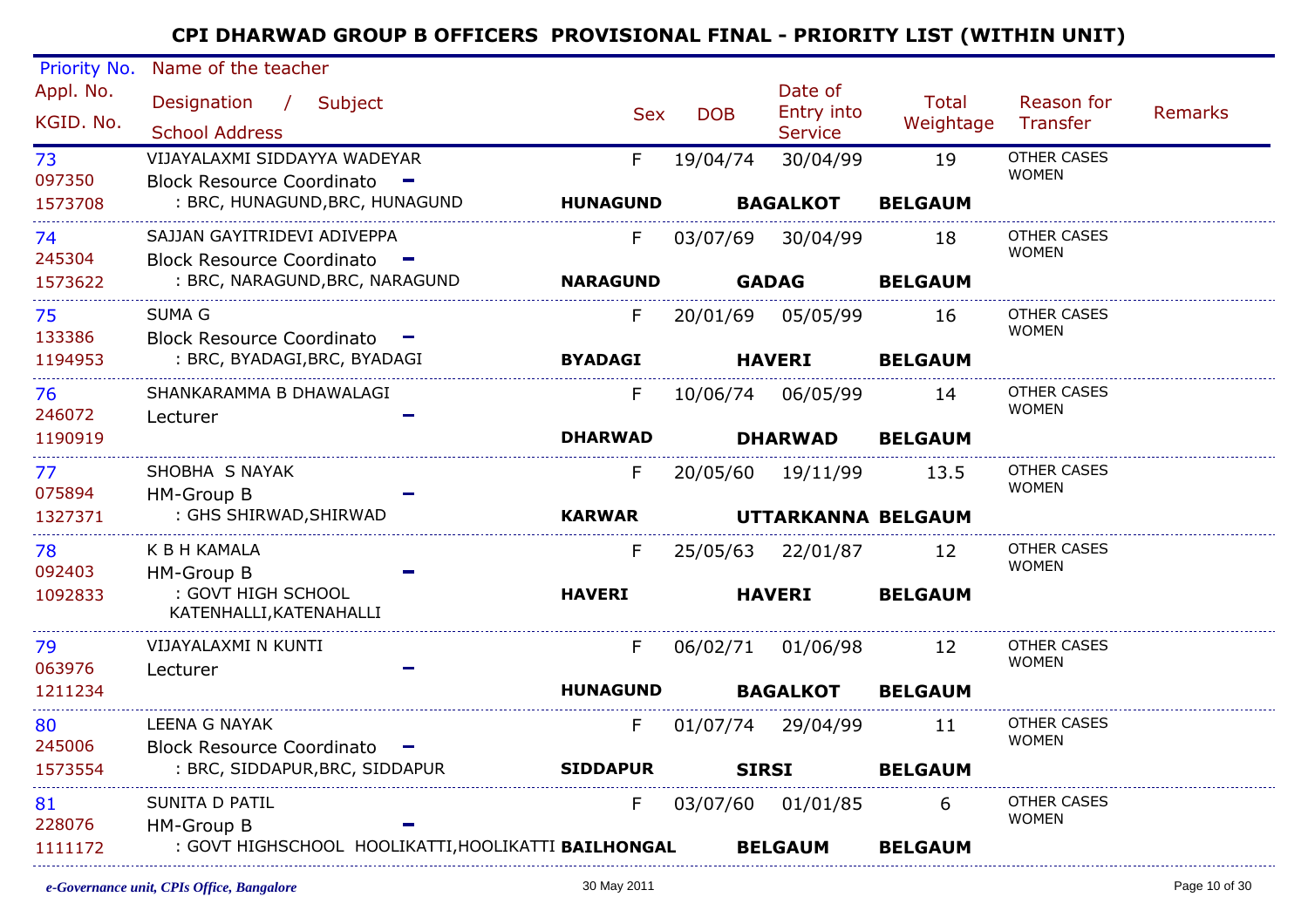# CPI DHARWAD GROUP B OFFICERS PROVISIONAL FINAL - PRIORITY LIST (WITHIN UNIT)

| Priority No. / Appl. No. / KGID. No. | Name of the teacher / Designation / Subject / School Address | Sex | DOB | Date of Entry into Service | Total Weightage | Reason for Transfer | Remarks |
|---|---|---|---|---|---|---|---|
| 73 / 097350 / 1573708 | VIJAYALAXMI SIDDAYYA WADEYAR / Block Resource Coordinato – / : BRC, HUNAGUND,BRC, HUNAGUND **HUNAGUND** **BAGALKOT** **BELGAUM** | F | 19/04/74 | 30/04/99 | 19 | OTHER CASES WOMEN | |
| 74 / 245304 / 1573622 | SAJJAN GAYITRIDEVI ADIVEPPA / Block Resource Coordinato – / : BRC, NARAGUND,BRC, NARAGUND **NARAGUND** **GADAG** **BELGAUM** | F | 03/07/69 | 30/04/99 | 18 | OTHER CASES WOMEN | |
| 75 / 133386 / 1194953 | SUMA G / Block Resource Coordinato – / : BRC, BYADAGI,BRC, BYADAGI **BYADAGI** **HAVERI** **BELGAUM** | F | 20/01/69 | 05/05/99 | 16 | OTHER CASES WOMEN | |
| 76 / 246072 / 1190919 | SHANKARAMMA B DHAWALAGI / Lecturer – / **DHARWAD** **DHARWAD** **BELGAUM** | F | 10/06/74 | 06/05/99 | 14 | OTHER CASES WOMEN | |
| 77 / 075894 / 1327371 | SHOBHA S NAYAK / HM-Group B – / : GHS SHIRWAD,SHIRWAD **KARWAR** **UTTARKANNA** **BELGAUM** | F | 20/05/60 | 19/11/99 | 13.5 | OTHER CASES WOMEN | |
| 78 / 092403 / 1092833 | K B H KAMALA / HM-Group B – / : GOVT HIGH SCHOOL KATENHALLI,KATENAHALLI **HAVERI** **HAVERI** **BELGAUM** | F | 25/05/63 | 22/01/87 | 12 | OTHER CASES WOMEN | |
| 79 / 063976 / 1211234 | VIJAYALAXMI N KUNTI / Lecturer – / **HUNAGUND** **BAGALKOT** **BELGAUM** | F | 06/02/71 | 01/06/98 | 12 | OTHER CASES WOMEN | |
| 80 / 245006 / 1573554 | LEENA G NAYAK / Block Resource Coordinato – / : BRC, SIDDAPUR,BRC, SIDDAPUR **SIDDAPUR** **SIRSI** **BELGAUM** | F | 01/07/74 | 29/04/99 | 11 | OTHER CASES WOMEN | |
| 81 / 228076 / 1111172 | SUNITA D PATIL / HM-Group B – / : GOVT HIGHSCHOOL HOOLIKATTI,HOOLIKATTI **BAILHONGAL** **BELGAUM** **BELGAUM** | F | 03/07/60 | 01/01/85 | 6 | OTHER CASES WOMEN | |

*e-Governance unit, CPIs Office, Bangalore* — 30 May 2011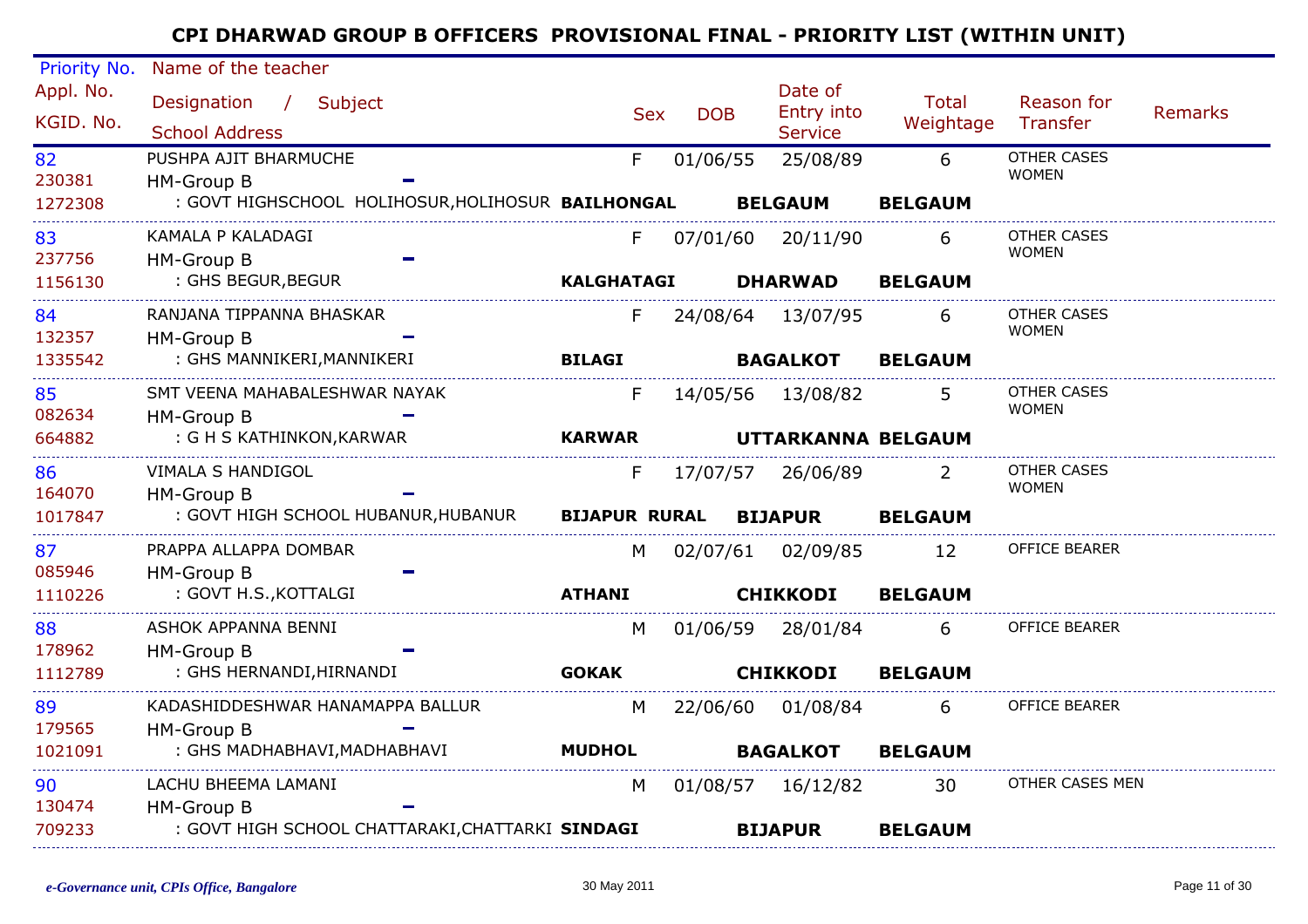# CPI DHARWAD GROUP B OFFICERS PROVISIONAL FINAL - PRIORITY LIST (WITHIN UNIT)

| Priority No. / Appl. No. / KGID. No. | Name of the teacher / Designation / Subject / School Address | | | | Sex | DOB | Date of Entry into Service | Total Weightage | Reason for Transfer | Remarks |
|---|---|---|---|---|---|---|---|---|---|---|
| 82 / 230381 / 1272308 | PUSHPA AJIT BHARMUCHE / HM-Group B - / : GOVT HIGHSCHOOL HOLIHOSUR,HOLIHOSUR | **BAILHONGAL** | **BELGAUM** | **BELGAUM** | F | 01/06/55 | 25/08/89 | 6 | OTHER CASES WOMEN | |
| 83 / 237756 / 1156130 | KAMALA P KALADAGI / HM-Group B - / : GHS BEGUR,BEGUR | **KALGHATAGI** | **DHARWAD** | **BELGAUM** | F | 07/01/60 | 20/11/90 | 6 | OTHER CASES WOMEN | |
| 84 / 132357 / 1335542 | RANJANA TIPPANNA BHASKAR / HM-Group B - / : GHS MANNIKERI,MANNIKERI | **BILAGI** | **BAGALKOT** | **BELGAUM** | F | 24/08/64 | 13/07/95 | 6 | OTHER CASES WOMEN | |
| 85 / 082634 / 664882 | SMT VEENA MAHABALESHWAR NAYAK / HM-Group B - / : G H S KATHINKON,KARWAR | **KARWAR** | **UTTARKANNA** | **BELGAUM** | F | 14/05/56 | 13/08/82 | 5 | OTHER CASES WOMEN | |
| 86 / 164070 / 1017847 | VIMALA S HANDIGOL / HM-Group B - / : GOVT HIGH SCHOOL HUBANUR,HUBANUR | **BIJAPUR RURAL** | **BIJAPUR** | **BELGAUM** | F | 17/07/57 | 26/06/89 | 2 | OTHER CASES WOMEN | |
| 87 / 085946 / 1110226 | PRAPPA ALLAPPA DOMBAR / HM-Group B - / : GOVT H.S.,KOTTALGI | **ATHANI** | **CHIKKODI** | **BELGAUM** | M | 02/07/61 | 02/09/85 | 12 | OFFICE BEARER | |
| 88 / 178962 / 1112789 | ASHOK APPANNA BENNI / HM-Group B - / : GHS HERNANDI,HIRNANDI | **GOKAK** | **CHIKKODI** | **BELGAUM** | M | 01/06/59 | 28/01/84 | 6 | OFFICE BEARER | |
| 89 / 179565 / 1021091 | KADASHIDDESHWAR HANAMAPPA BALLUR / HM-Group B - / : GHS MADHABHAVI,MADHABHAVI | **MUDHOL** | **BAGALKOT** | **BELGAUM** | M | 22/06/60 | 01/08/84 | 6 | OFFICE BEARER | |
| 90 / 130474 / 709233 | LACHU BHEEMA LAMANI / HM-Group B - / : GOVT HIGH SCHOOL CHATTARAKI,CHATTARKI | **SINDAGI** | **BIJAPUR** | **BELGAUM** | M | 01/08/57 | 16/12/82 | 30 | OTHER CASES MEN | |

*e-Governance unit, CPIs Office, Bangalore* 30 May 2011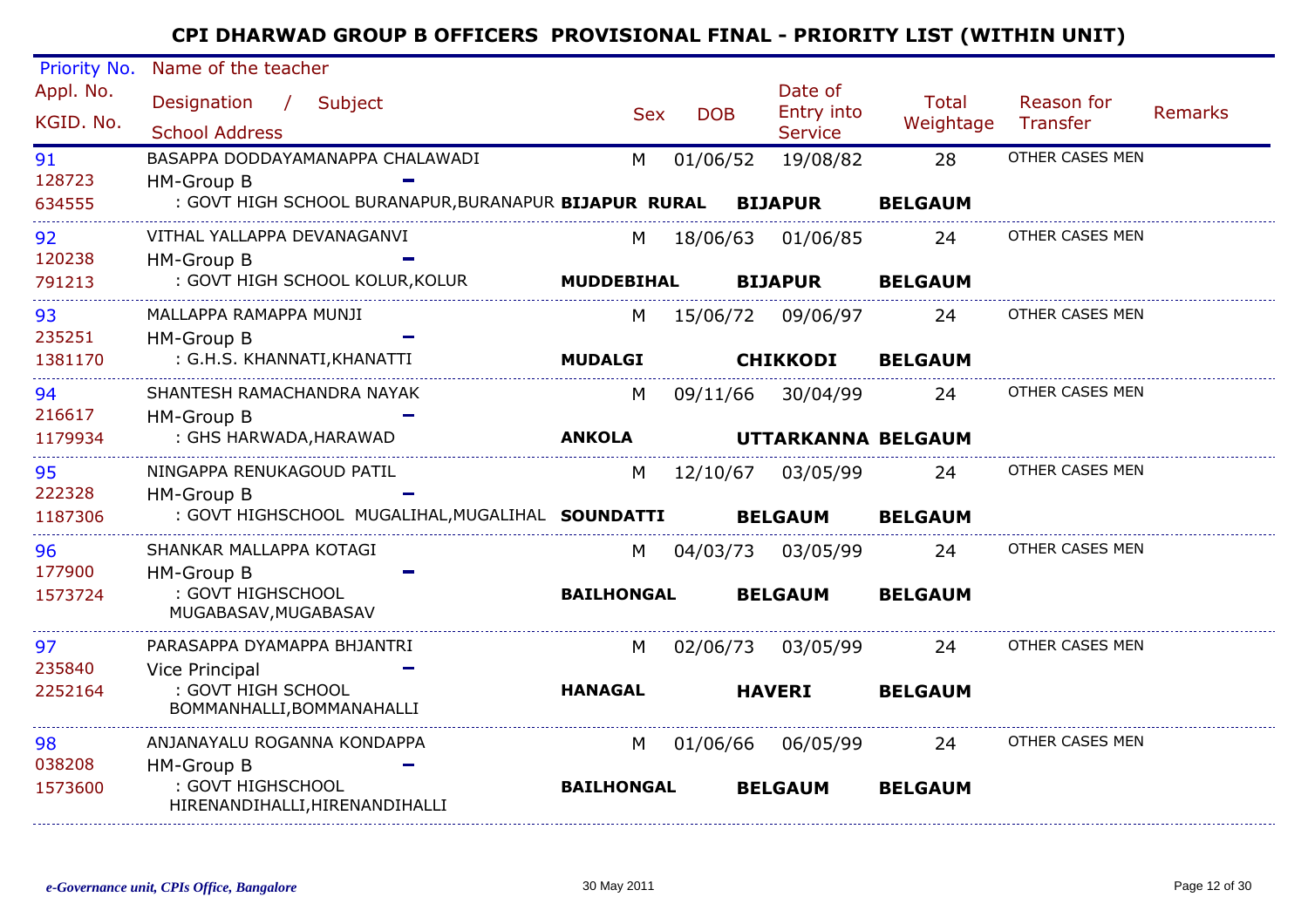# CPI DHARWAD GROUP B OFFICERS PROVISIONAL FINAL - PRIORITY LIST (WITHIN UNIT)

| Priority No. / Appl. No. / KGID. No. | Name of the teacher / Designation / Subject / School Address | | | | Sex | DOB | Date of Entry into Service | Total Weightage | Reason for Transfer | Remarks |
|---|---|---|---|---|---|---|---|---|---|---|
| 91<br>128723<br>634555 | BASAPPA DODDAYAMANAPPA CHALAWADI<br>HM-Group B -<br>: GOVT HIGH SCHOOL BURANAPUR,BURANAPUR | **BIJAPUR RURAL** | **BIJAPUR** | **BELGAUM** | M | 01/06/52 | 19/08/82 | 28 | OTHER CASES MEN | |
| 92<br>120238<br>791213 | VITHAL YALLAPPA DEVANAGANVI<br>HM-Group B -<br>: GOVT HIGH SCHOOL KOLUR,KOLUR | **MUDDEBIHAL** | **BIJAPUR** | **BELGAUM** | M | 18/06/63 | 01/06/85 | 24 | OTHER CASES MEN | |
| 93<br>235251<br>1381170 | MALLAPPA RAMAPPA MUNJI<br>HM-Group B -<br>: G.H.S. KHANNATI,KHANATTI | **MUDALGI** | **CHIKKODI** | **BELGAUM** | M | 15/06/72 | 09/06/97 | 24 | OTHER CASES MEN | |
| 94<br>216617<br>1179934 | SHANTESH RAMACHANDRA NAYAK<br>HM-Group B -<br>: GHS HARWADA,HARAWAD | **ANKOLA** | **UTTARKANNA** | **BELGAUM** | M | 09/11/66 | 30/04/99 | 24 | OTHER CASES MEN | |
| 95<br>222328<br>1187306 | NINGAPPA RENUKAGOUD PATIL<br>HM-Group B -<br>: GOVT HIGHSCHOOL MUGALIHAL,MUGALIHAL | **SOUNDATTI** | **BELGAUM** | **BELGAUM** | M | 12/10/67 | 03/05/99 | 24 | OTHER CASES MEN | |
| 96<br>177900<br>1573724 | SHANKAR MALLAPPA KOTAGI<br>HM-Group B -<br>: GOVT HIGHSCHOOL MUGABASAV,MUGABASAV | **BAILHONGAL** | **BELGAUM** | **BELGAUM** | M | 04/03/73 | 03/05/99 | 24 | OTHER CASES MEN | |
| 97<br>235840<br>2252164 | PARASAPPA DYAMAPPA BHJANTRI<br>Vice Principal -<br>: GOVT HIGH SCHOOL BOMMANHALLI,BOMMANAHALLI | **HANAGAL** | **HAVERI** | **BELGAUM** | M | 02/06/73 | 03/05/99 | 24 | OTHER CASES MEN | |
| 98<br>038208<br>1573600 | ANJANAYALU ROGANNA KONDAPPA<br>HM-Group B -<br>: GOVT HIGHSCHOOL HIRENANDIHALLI,HIRENANDIHALLI | **BAILHONGAL** | **BELGAUM** | **BELGAUM** | M | 01/06/66 | 06/05/99 | 24 | OTHER CASES MEN | |

*e-Governance unit, CPIs Office, Bangalore* — 30 May 2011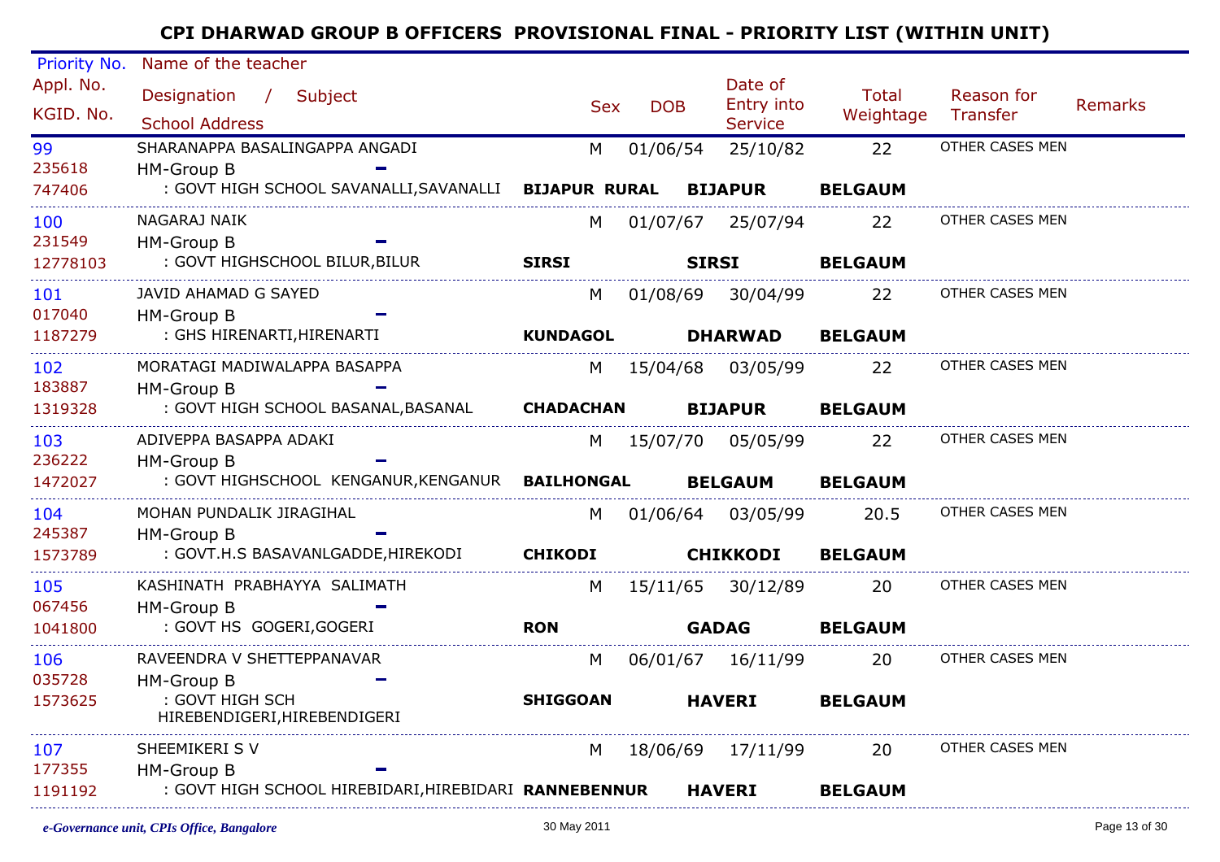# CPI DHARWAD GROUP B OFFICERS PROVISIONAL FINAL - PRIORITY LIST (WITHIN UNIT)

| Priority No. / Appl. No. / KGID. No. | Name of the teacher / Designation / Subject / School Address | | | | Sex | DOB | Date of Entry into Service | Total Weightage | Reason for Transfer | Remarks |
|---|---|---|---|---|---|---|---|---|---|---|
| 99<br>235618<br>747406 | SHARANAPPA BASALINGAPPA ANGADI<br>HM-Group B -<br>: GOVT HIGH SCHOOL SAVANALLI,SAVANALLI | **BIJAPUR RURAL** | **BIJAPUR** | **BELGAUM** | M | 01/06/54 | 25/10/82 | 22 | OTHER CASES MEN | |
| 100<br>231549<br>12778103 | NAGARAJ NAIK<br>HM-Group B -<br>: GOVT HIGHSCHOOL BILUR,BILUR | **SIRSI** | **SIRSI** | **BELGAUM** | M | 01/07/67 | 25/07/94 | 22 | OTHER CASES MEN | |
| 101<br>017040<br>1187279 | JAVID AHAMAD G SAYED<br>HM-Group B -<br>: GHS HIRENARTI,HIRENARTI | **KUNDAGOL** | **DHARWAD** | **BELGAUM** | M | 01/08/69 | 30/04/99 | 22 | OTHER CASES MEN | |
| 102<br>183887<br>1319328 | MORATAGI MADIWALAPPA BASAPPA<br>HM-Group B -<br>: GOVT HIGH SCHOOL BASANAL,BASANAL | **CHADACHAN** | **BIJAPUR** | **BELGAUM** | M | 15/04/68 | 03/05/99 | 22 | OTHER CASES MEN | |
| 103<br>236222<br>1472027 | ADIVEPPA BASAPPA ADAKI<br>HM-Group B -<br>: GOVT HIGHSCHOOL KENGANUR,KENGANUR | **BAILHONGAL** | **BELGAUM** | **BELGAUM** | M | 15/07/70 | 05/05/99 | 22 | OTHER CASES MEN | |
| 104<br>245387<br>1573789 | MOHAN PUNDALIK JIRAGIHAL<br>HM-Group B -<br>: GOVT.H.S BASAVANLGADDE,HIREKODI | **CHIKODI** | **CHIKKODI** | **BELGAUM** | M | 01/06/64 | 03/05/99 | 20.5 | OTHER CASES MEN | |
| 105<br>067456<br>1041800 | KASHINATH PRABHAYYA SALIMATH<br>HM-Group B -<br>: GOVT HS GOGERI,GOGERI | **RON** | **GADAG** | **BELGAUM** | M | 15/11/65 | 30/12/89 | 20 | OTHER CASES MEN | |
| 106<br>035728<br>1573625 | RAVEENDRA V SHETTEPPANAVAR<br>HM-Group B -<br>: GOVT HIGH SCH HIREBENDIGERI,HIREBENDIGERI | **SHIGGOAN** | **HAVERI** | **BELGAUM** | M | 06/01/67 | 16/11/99 | 20 | OTHER CASES MEN | |
| 107<br>177355<br>1191192 | SHEEMIKERI S V<br>HM-Group B -<br>: GOVT HIGH SCHOOL HIREBIDARI,HIREBIDARI | **RANNEBENNUR** | **HAVERI** | **BELGAUM** | M | 18/06/69 | 17/11/99 | 20 | OTHER CASES MEN | |

*e-Governance unit, CPIs Office, Bangalore* 30 May 2011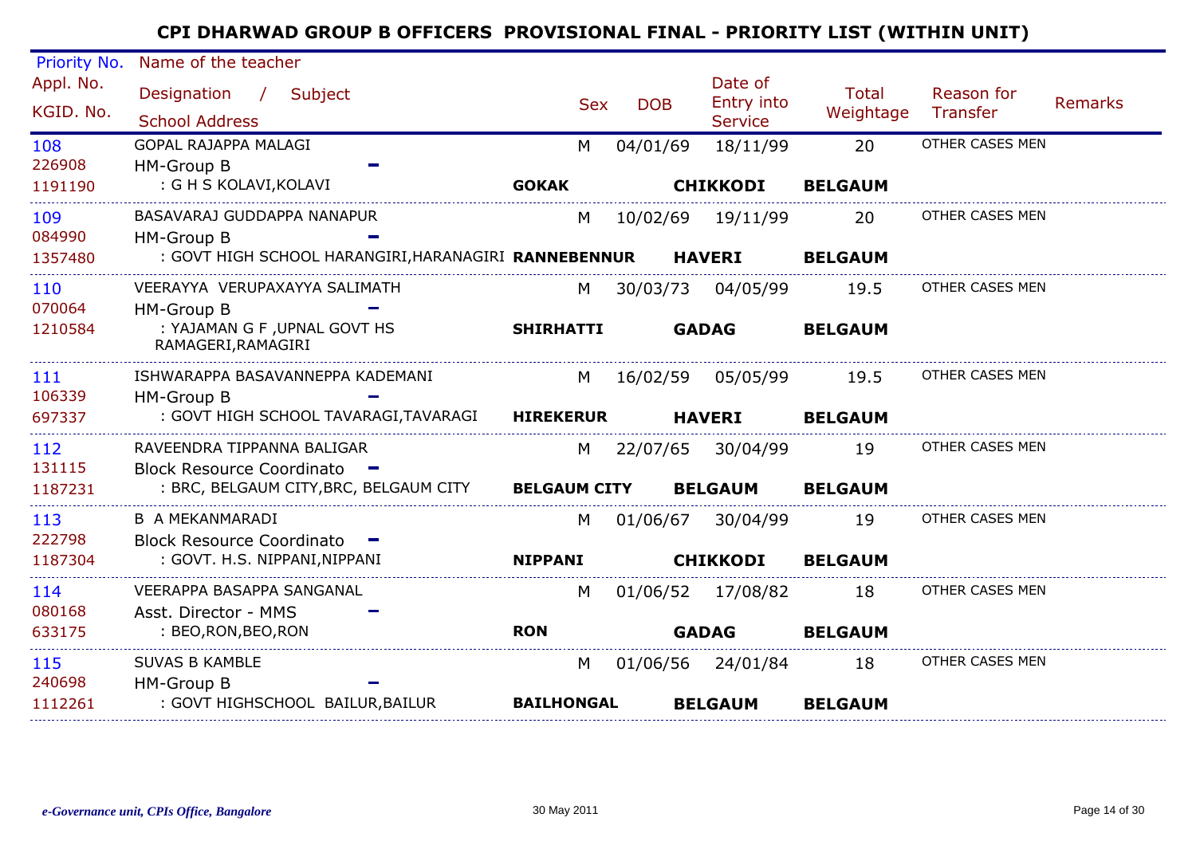## CPI DHARWAD GROUP B OFFICERS PROVISIONAL FINAL - PRIORITY LIST (WITHIN UNIT)

| Priority No. / Appl. No. / KGID. No. | Name of the teacher / Designation / Subject / School Address | | | Sex | DOB | Date of Entry into Service | Total Weightage | Reason for Transfer | Remarks |
|---|---|---|---|---|---|---|---|---|---|
| 108 / 226908 / 1191190 | GOPAL RAJAPPA MALAGI / HM-Group B - / : G H S KOLAVI,KOLAVI | **GOKAK** | **CHIKKODI** **BELGAUM** | M | 04/01/69 | 18/11/99 | 20 | OTHER CASES MEN | |
| 109 / 084990 / 1357480 | BASAVARAJ GUDDAPPA NANAPUR / HM-Group B - / : GOVT HIGH SCHOOL HARANGIRI,HARANAGIRI | **RANNEBENNUR** | **HAVERI** **BELGAUM** | M | 10/02/69 | 19/11/99 | 20 | OTHER CASES MEN | |
| 110 / 070064 / 1210584 | VEERAYYA VERUPAXAYYA SALIMATH / HM-Group B - / : YAJAMAN G F ,UPNAL GOVT HS RAMAGERI,RAMAGIRI | **SHIRHATTI** | **GADAG** **BELGAUM** | M | 30/03/73 | 04/05/99 | 19.5 | OTHER CASES MEN | |
| 111 / 106339 / 697337 | ISHWARAPPA BASAVANNEPPA KADEMANI / HM-Group B - / : GOVT HIGH SCHOOL TAVARAGI,TAVARAGI | **HIREKERUR** | **HAVERI** **BELGAUM** | M | 16/02/59 | 05/05/99 | 19.5 | OTHER CASES MEN | |
| 112 / 131115 / 1187231 | RAVEENDRA TIPPANNA BALIGAR / Block Resource Coordinato - / : BRC, BELGAUM CITY,BRC, BELGAUM CITY | **BELGAUM CITY** | **BELGAUM** **BELGAUM** | M | 22/07/65 | 30/04/99 | 19 | OTHER CASES MEN | |
| 113 / 222798 / 1187304 | B A MEKANMARADI / Block Resource Coordinato - / : GOVT. H.S. NIPPANI,NIPPANI | **NIPPANI** | **CHIKKODI** **BELGAUM** | M | 01/06/67 | 30/04/99 | 19 | OTHER CASES MEN | |
| 114 / 080168 / 633175 | VEERAPPA BASAPPA SANGANAL / Asst. Director - MMS - / : BEO,RON,BEO,RON | **RON** | **GADAG** **BELGAUM** | M | 01/06/52 | 17/08/82 | 18 | OTHER CASES MEN | |
| 115 / 240698 / 1112261 | SUVAS B KAMBLE / HM-Group B - / : GOVT HIGHSCHOOL BAILUR,BAILUR | **BAILHONGAL** | **BELGAUM** **BELGAUM** | M | 01/06/56 | 24/01/84 | 18 | OTHER CASES MEN | |

*e-Governance unit, CPIs Office, Bangalore* — 30 May 2011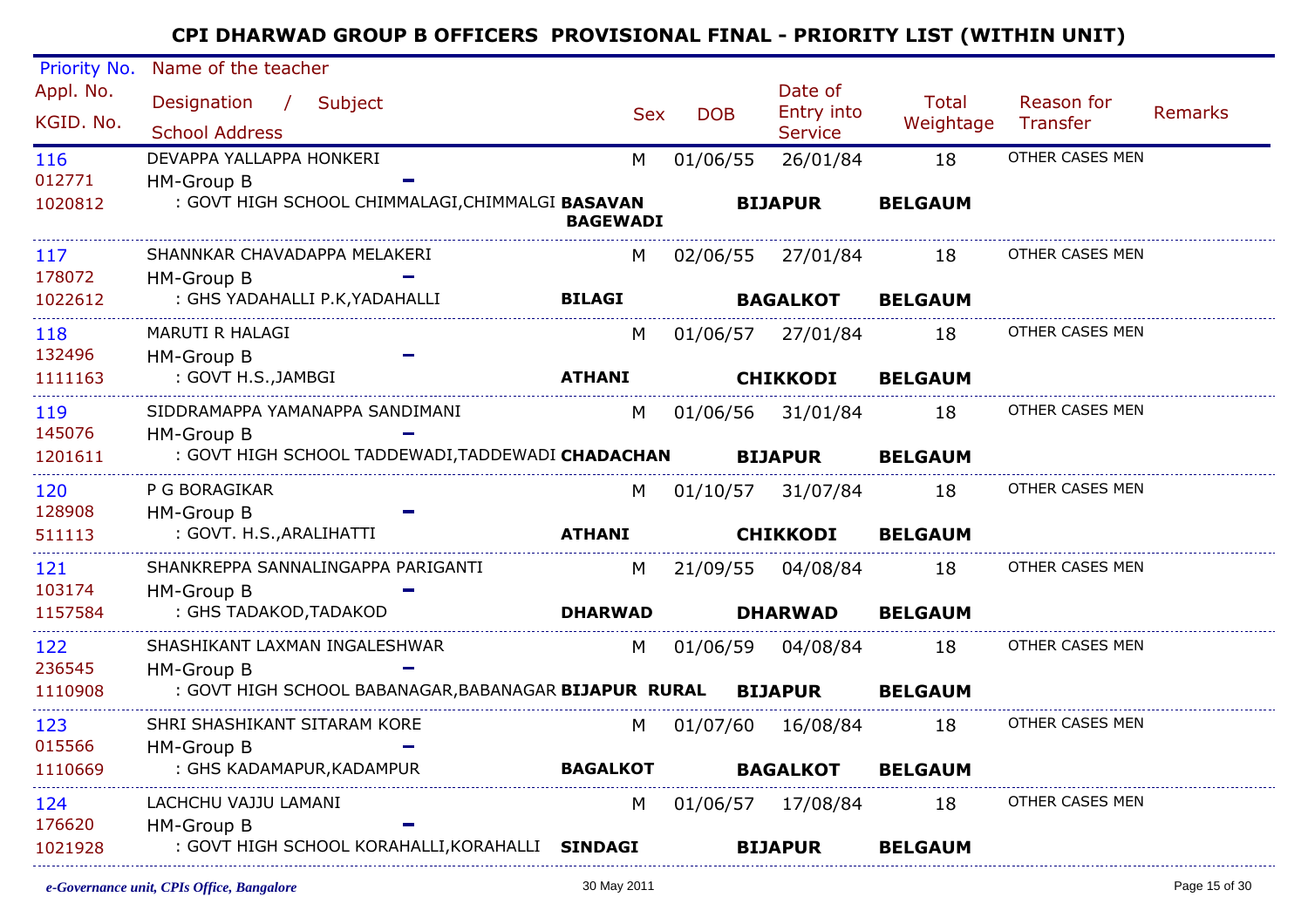# CPI DHARWAD GROUP B OFFICERS PROVISIONAL FINAL - PRIORITY LIST (WITHIN UNIT)

| Priority No. / Appl. No. / KGID. No. | Name of the teacher / Designation / Subject / School Address | | Sex | DOB | Date of Entry into Service | Total Weightage | Reason for Transfer | Remarks |
|---|---|---|---|---|---|---|---|---|
| 116 / 012771 / 1020812 | DEVAPPA YALLAPPA HONKERI / HM-Group B - / : GOVT HIGH SCHOOL CHIMMALAGI,CHIMMALGI | **BASAVAN BAGEWADI** | M | 01/06/55 | 26/01/84 **BIJAPUR** | 18 **BELGAUM** | OTHER CASES MEN | |
| 117 / 178072 / 1022612 | SHANNKAR CHAVADAPPA MELAKERI / HM-Group B - / : GHS YADAHALLI P.K,YADAHALLI | **BILAGI** | M | 02/06/55 | 27/01/84 **BAGALKOT** | 18 **BELGAUM** | OTHER CASES MEN | |
| 118 / 132496 / 1111163 | MARUTI R HALAGI / HM-Group B - / : GOVT H.S.,JAMBGI | **ATHANI** | M | 01/06/57 | 27/01/84 **CHIKKODI** | 18 **BELGAUM** | OTHER CASES MEN | |
| 119 / 145076 / 1201611 | SIDDRAMAPPA YAMANAPPA SANDIMANI / HM-Group B - / : GOVT HIGH SCHOOL TADDEWADI,TADDEWADI | **CHADACHAN** | M | 01/06/56 | 31/01/84 **BIJAPUR** | 18 **BELGAUM** | OTHER CASES MEN | |
| 120 / 128908 / 511113 | P G BORAGIKAR / HM-Group B - / : GOVT. H.S.,ARALIHATTI | **ATHANI** | M | 01/10/57 | 31/07/84 **CHIKKODI** | 18 **BELGAUM** | OTHER CASES MEN | |
| 121 / 103174 / 1157584 | SHANKREPPA SANNALINGAPPA PARIGANTI / HM-Group B - / : GHS TADAKOD,TADAKOD | **DHARWAD** | M | 21/09/55 | 04/08/84 **DHARWAD** | 18 **BELGAUM** | OTHER CASES MEN | |
| 122 / 236545 / 1110908 | SHASHIKANT LAXMAN INGALESHWAR / HM-Group B - / : GOVT HIGH SCHOOL BABANAGAR,BABANAGAR | **BIJAPUR RURAL** | M | 01/06/59 | 04/08/84 **BIJAPUR** | 18 **BELGAUM** | OTHER CASES MEN | |
| 123 / 015566 / 1110669 | SHRI SHASHIKANT SITARAM KORE / HM-Group B - / : GHS KADAMAPUR,KADAMPUR | **BAGALKOT** | M | 01/07/60 | 16/08/84 **BAGALKOT** | 18 **BELGAUM** | OTHER CASES MEN | |
| 124 / 176620 / 1021928 | LACHCHU VAJJU LAMANI / HM-Group B - / : GOVT HIGH SCHOOL KORAHALLI,KORAHALLI | **SINDAGI** | M | 01/06/57 | 17/08/84 **BIJAPUR** | 18 **BELGAUM** | OTHER CASES MEN | |

*e-Governance unit, CPIs Office, Bangalore* — 30 May 2011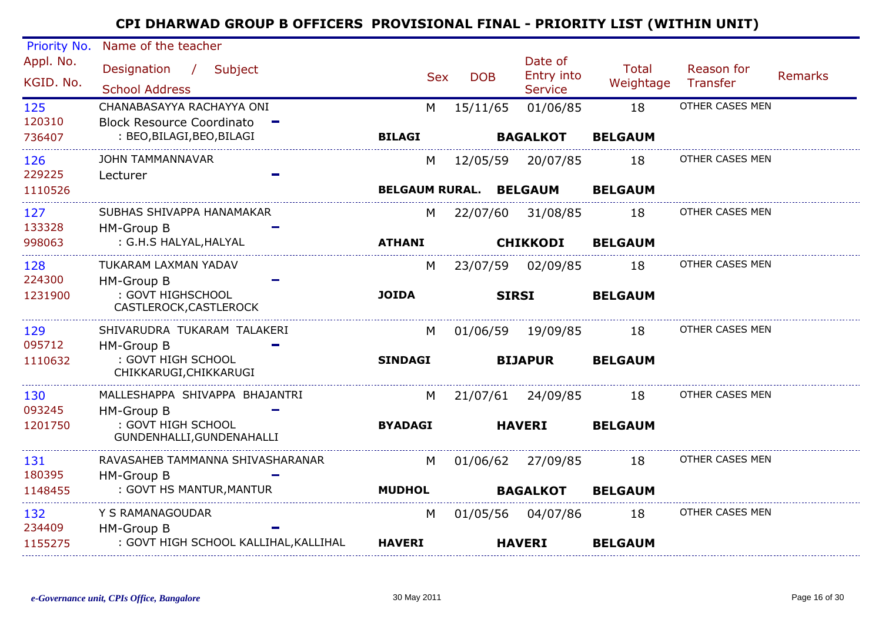# CPI DHARWAD GROUP B OFFICERS PROVISIONAL FINAL - PRIORITY LIST (WITHIN UNIT)

| Priority No. / Appl. No. / KGID. No. | Name of the teacher / Designation / Subject / School Address | Sex | DOB | Date of Entry into Service | Total Weightage | Reason for Transfer | Remarks |
|---|---|---|---|---|---|---|---|
| 125<br>120310<br>736407 | CHANABASAYYA RACHAYYA ONI<br>Block Resource Coordinato –<br>: BEO,BILAGI,BEO,BILAGI<br>**BILAGI** **BAGALKOT** **BELGAUM** | M | 15/11/65 | 01/06/85 | 18 | OTHER CASES MEN | |
| 126<br>229225<br>1110526 | JOHN TAMMANNAVAR<br>Lecturer –<br>**BELGAUM RURAL.** **BELGAUM** **BELGAUM** | M | 12/05/59 | 20/07/85 | 18 | OTHER CASES MEN | |
| 127<br>133328<br>998063 | SUBHAS SHIVAPPA HANAMAKAR<br>HM-Group B –<br>: G.H.S HALYAL,HALYAL<br>**ATHANI** **CHIKKODI** **BELGAUM** | M | 22/07/60 | 31/08/85 | 18 | OTHER CASES MEN | |
| 128<br>224300<br>1231900 | TUKARAM LAXMAN YADAV<br>HM-Group B –<br>: GOVT HIGHSCHOOL CASTLEROCK,CASTLEROCK<br>**JOIDA** **SIRSI** **BELGAUM** | M | 23/07/59 | 02/09/85 | 18 | OTHER CASES MEN | |
| 129<br>095712<br>1110632 | SHIVARUDRA TUKARAM TALAKERI<br>HM-Group B –<br>: GOVT HIGH SCHOOL CHIKKARUGI,CHIKKARUGI<br>**SINDAGI** **BIJAPUR** **BELGAUM** | M | 01/06/59 | 19/09/85 | 18 | OTHER CASES MEN | |
| 130<br>093245<br>1201750 | MALLESHAPPA SHIVAPPA BHAJANTRI<br>HM-Group B –<br>: GOVT HIGH SCHOOL GUNDENHALLI,GUNDENAHALLI<br>**BYADAGI** **HAVERI** **BELGAUM** | M | 21/07/61 | 24/09/85 | 18 | OTHER CASES MEN | |
| 131<br>180395<br>1148455 | RAVASAHEB TAMMANNA SHIVASHARANAR<br>HM-Group B –<br>: GOVT HS MANTUR,MANTUR<br>**MUDHOL** **BAGALKOT** **BELGAUM** | M | 01/06/62 | 27/09/85 | 18 | OTHER CASES MEN | |
| 132<br>234409<br>1155275 | Y S RAMANAGOUDAR<br>HM-Group B –<br>: GOVT HIGH SCHOOL KALLIHAL,KALLIHAL<br>**HAVERI** **HAVERI** **BELGAUM** | M | 01/05/56 | 04/07/86 | 18 | OTHER CASES MEN | |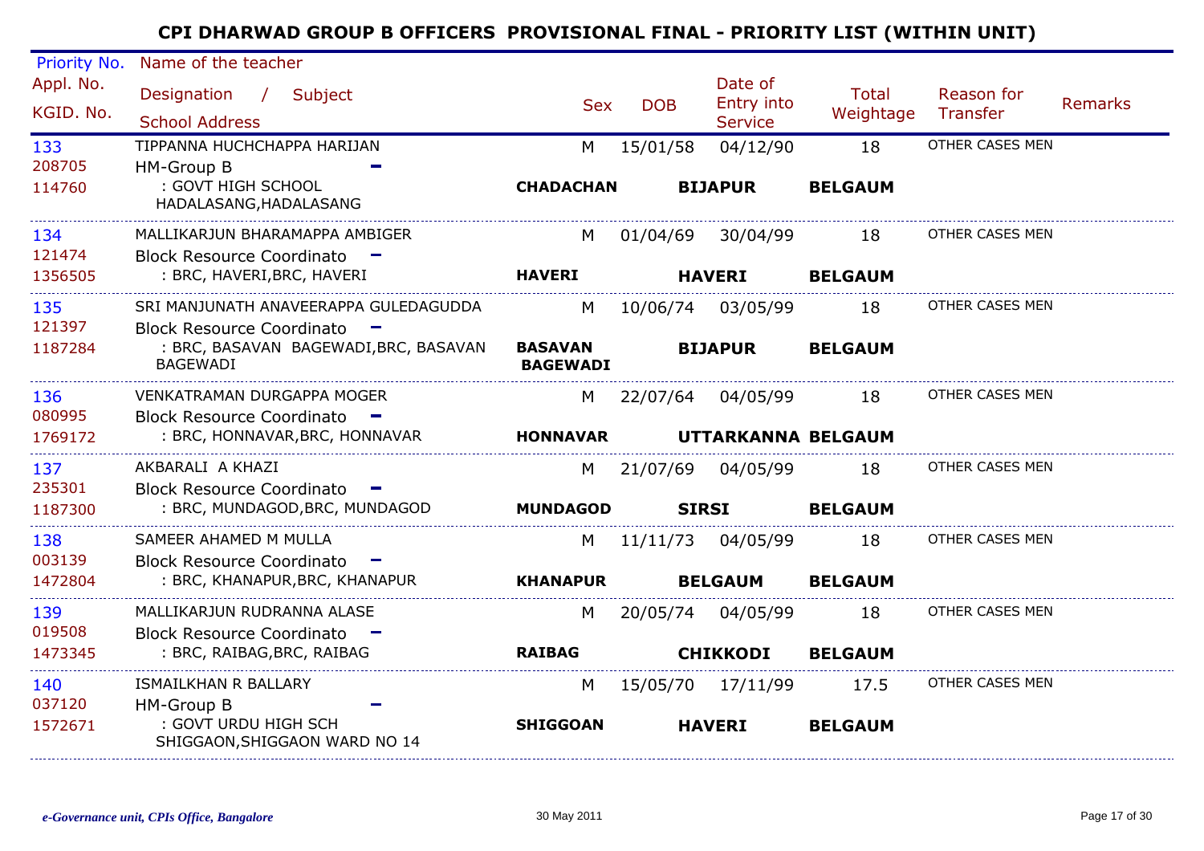# CPI DHARWAD GROUP B OFFICERS PROVISIONAL FINAL - PRIORITY LIST (WITHIN UNIT)

| Priority No. / Appl. No. / KGID. No. | Name of the teacher / Designation / Subject / School Address | Sex | DOB | Date of Entry into Service | Total Weightage | Reason for Transfer | Remarks |
|---|---|---|---|---|---|---|---|
| 133<br>208705<br>114760 | TIPPANNA HUCHCHAPPA HARIJAN<br>HM-Group B -<br>: GOVT HIGH SCHOOL HADALASANG,HADALASANG<br>**CHADACHAN** **BIJAPUR** **BELGAUM** | M | 15/01/58 | 04/12/90 | 18 | OTHER CASES MEN | |
| 134<br>121474<br>1356505 | MALLIKARJUN BHARAMAPPA AMBIGER<br>Block Resource Coordinato -<br>: BRC, HAVERI,BRC, HAVERI<br>**HAVERI** **HAVERI** **BELGAUM** | M | 01/04/69 | 30/04/99 | 18 | OTHER CASES MEN | |
| 135<br>121397<br>1187284 | SRI MANJUNATH ANAVEERAPPA GULEDAGUDDA<br>Block Resource Coordinato -<br>: BRC, BASAVAN BAGEWADI,BRC, BASAVAN BAGEWADI<br>**BASAVAN BAGEWADI** **BIJAPUR** **BELGAUM** | M | 10/06/74 | 03/05/99 | 18 | OTHER CASES MEN | |
| 136<br>080995<br>1769172 | VENKATRAMAN DURGAPPA MOGER<br>Block Resource Coordinato -<br>: BRC, HONNAVAR,BRC, HONNAVAR<br>**HONNAVAR** **UTTARKANNA** **BELGAUM** | M | 22/07/64 | 04/05/99 | 18 | OTHER CASES MEN | |
| 137<br>235301<br>1187300 | AKBARALI A KHAZI<br>Block Resource Coordinato -<br>: BRC, MUNDAGOD,BRC, MUNDAGOD<br>**MUNDAGOD** **SIRSI** **BELGAUM** | M | 21/07/69 | 04/05/99 | 18 | OTHER CASES MEN | |
| 138<br>003139<br>1472804 | SAMEER AHAMED M MULLA<br>Block Resource Coordinato -<br>: BRC, KHANAPUR,BRC, KHANAPUR<br>**KHANAPUR** **BELGAUM** **BELGAUM** | M | 11/11/73 | 04/05/99 | 18 | OTHER CASES MEN | |
| 139<br>019508<br>1473345 | MALLIKARJUN RUDRANNA ALASE<br>Block Resource Coordinato -<br>: BRC, RAIBAG,BRC, RAIBAG<br>**RAIBAG** **CHIKKODI** **BELGAUM** | M | 20/05/74 | 04/05/99 | 18 | OTHER CASES MEN | |
| 140<br>037120<br>1572671 | ISMAILKHAN R BALLARY<br>HM-Group B -<br>: GOVT URDU HIGH SCH SHIGGAON,SHIGGAON WARD NO 14<br>**SHIGGOAN** **HAVERI** **BELGAUM** | M | 15/05/70 | 17/11/99 | 17.5 | OTHER CASES MEN | |

*e-Governance unit, CPIs Office, Bangalore* 30 May 2011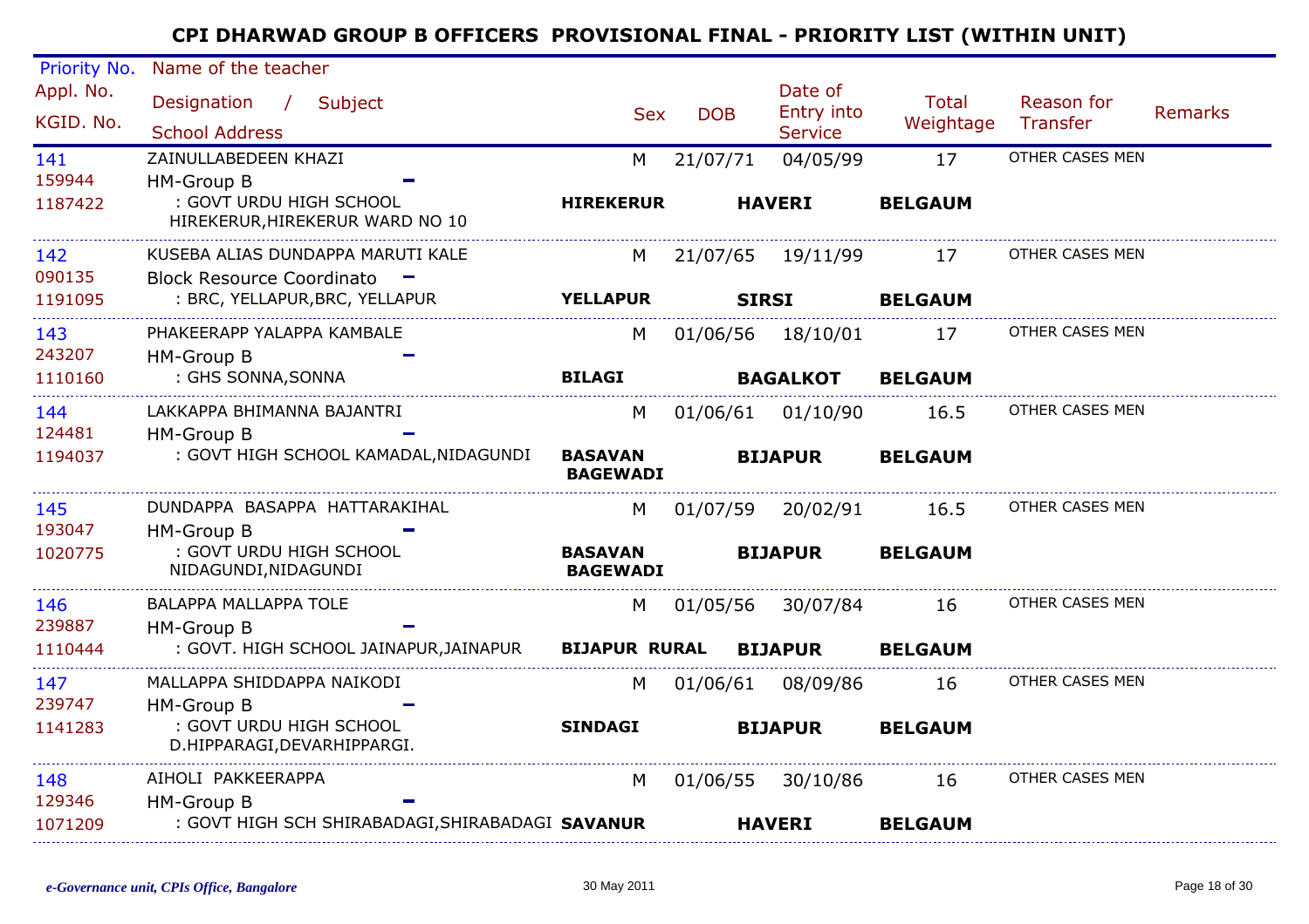# CPI DHARWAD GROUP B OFFICERS PROVISIONAL FINAL - PRIORITY LIST (WITHIN UNIT)

| Priority No. / Appl. No. / KGID. No. | Name of the teacher / Designation / Subject / School Address | Sex | DOB | Date of Entry into Service | Total Weightage | Reason for Transfer | Remarks |
|---|---|---|---|---|---|---|---|
| 141 / 159944 / 1187422 | ZAINULLABEDEEN KHAZI / HM-Group B / : GOVT URDU HIGH SCHOOL HIREKERUR,HIREKERUR WARD NO 10 — **HIREKERUR** **HAVERI** **BELGAUM** | M | 21/07/71 | 04/05/99 | 17 | OTHER CASES MEN | |
| 142 / 090135 / 1191095 | KUSEBA ALIAS DUNDAPPA MARUTI KALE / Block Resource Coordinato / : BRC, YELLAPUR,BRC, YELLAPUR — **YELLAPUR** **SIRSI** **BELGAUM** | M | 21/07/65 | 19/11/99 | 17 | OTHER CASES MEN | |
| 143 / 243207 / 1110160 | PHAKEERAPP YALAPPA KAMBALE / HM-Group B / : GHS SONNA,SONNA — **BILAGI** **BAGALKOT** **BELGAUM** | M | 01/06/56 | 18/10/01 | 17 | OTHER CASES MEN | |
| 144 / 124481 / 1194037 | LAKKAPPA BHIMANNA BAJANTRI / HM-Group B / : GOVT HIGH SCHOOL KAMADAL,NIDAGUNDI — **BASAVAN BAGEWADI** **BIJAPUR** **BELGAUM** | M | 01/06/61 | 01/10/90 | 16.5 | OTHER CASES MEN | |
| 145 / 193047 / 1020775 | DUNDAPPA BASAPPA HATTARAKIHAL / HM-Group B / : GOVT URDU HIGH SCHOOL NIDAGUNDI,NIDAGUNDI — **BASAVAN BAGEWADI** **BIJAPUR** **BELGAUM** | M | 01/07/59 | 20/02/91 | 16.5 | OTHER CASES MEN | |
| 146 / 239887 / 1110444 | BALAPPA MALLAPPA TOLE / HM-Group B / : GOVT. HIGH SCHOOL JAINAPUR,JAINAPUR — **BIJAPUR RURAL** **BIJAPUR** **BELGAUM** | M | 01/05/56 | 30/07/84 | 16 | OTHER CASES MEN | |
| 147 / 239747 / 1141283 | MALLAPPA SHIDDAPPA NAIKODI / HM-Group B / : GOVT URDU HIGH SCHOOL D.HIPPARAGI,DEVARHIPPARGI. — **SINDAGI** **BIJAPUR** **BELGAUM** | M | 01/06/61 | 08/09/86 | 16 | OTHER CASES MEN | |
| 148 / 129346 / 1071209 | AIHOLI PAKKEERAPPA / HM-Group B / : GOVT HIGH SCH SHIRABADAGI,SHIRABADAGI — **SAVANUR** **HAVERI** **BELGAUM** | M | 01/06/55 | 30/10/86 | 16 | OTHER CASES MEN | |

*e-Governance unit, CPIs Office, Bangalore* — 30 May 2011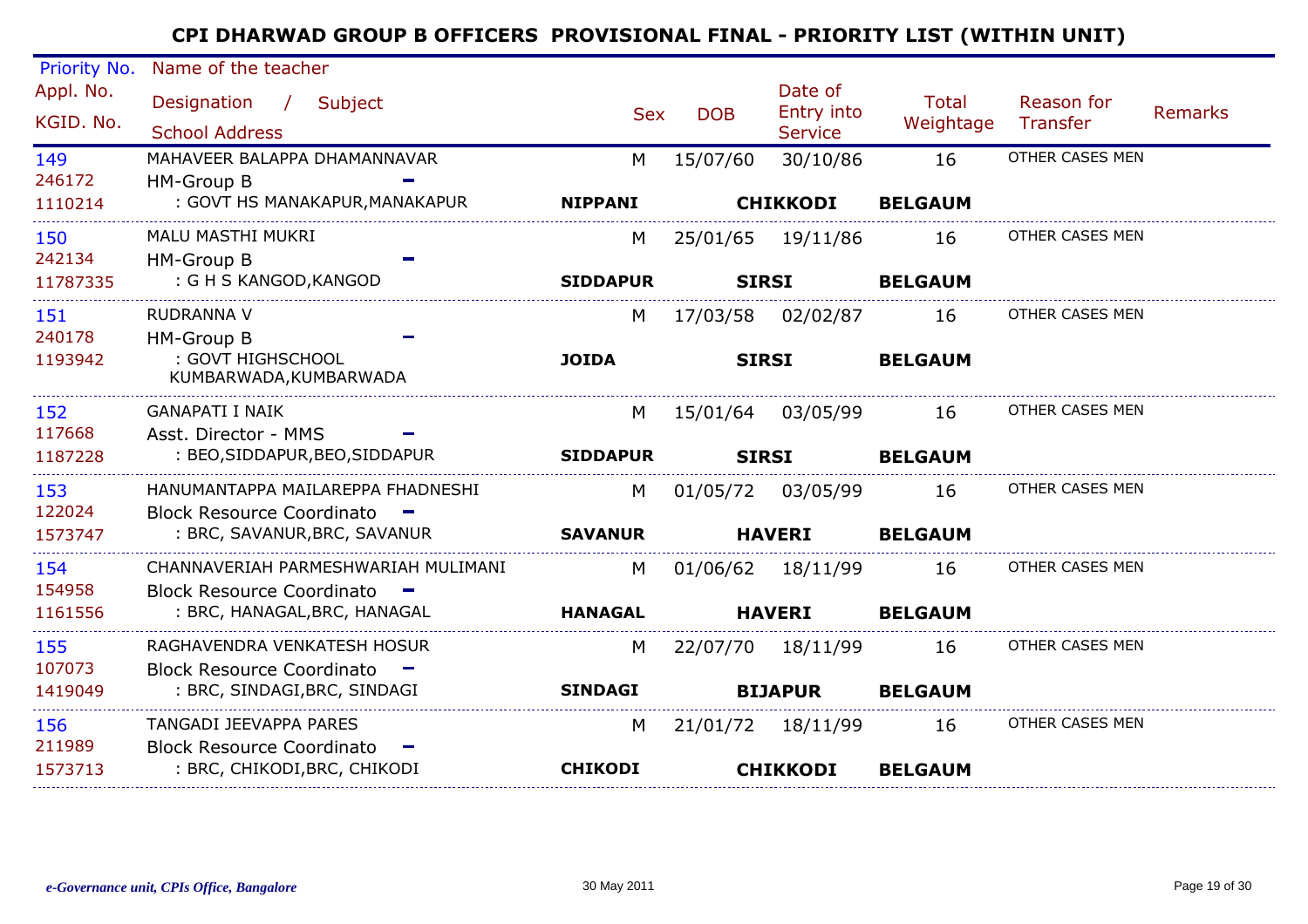# CPI DHARWAD GROUP B OFFICERS PROVISIONAL FINAL - PRIORITY LIST (WITHIN UNIT)

| Priority No. / Appl. No. / KGID. No. | Name of the teacher / Designation / Subject / School Address | Sex | DOB | Date of Entry into Service | Total Weightage | Reason for Transfer | Remarks |
|---|---|---|---|---|---|---|---|
| 149 / 246172 / 1110214 | MAHAVEER BALAPPA DHAMANNAVAR / HM-Group B - / : GOVT HS MANAKAPUR,MANAKAPUR / **NIPPANI** **CHIKKODI** **BELGAUM** | M | 15/07/60 | 30/10/86 | 16 | OTHER CASES MEN | |
| 150 / 242134 / 11787335 | MALU MASTHI MUKRI / HM-Group B - / : G H S KANGOD,KANGOD / **SIDDAPUR** **SIRSI** **BELGAUM** | M | 25/01/65 | 19/11/86 | 16 | OTHER CASES MEN | |
| 151 / 240178 / 1193942 | RUDRANNA V / HM-Group B - / : GOVT HIGHSCHOOL KUMBARWADA,KUMBARWADA / **JOIDA** **SIRSI** **BELGAUM** | M | 17/03/58 | 02/02/87 | 16 | OTHER CASES MEN | |
| 152 / 117668 / 1187228 | GANAPATI I NAIK / Asst. Director - MMS - / : BEO,SIDDAPUR,BEO,SIDDAPUR / **SIDDAPUR** **SIRSI** **BELGAUM** | M | 15/01/64 | 03/05/99 | 16 | OTHER CASES MEN | |
| 153 / 122024 / 1573747 | HANUMANTAPPA MAILAREPPA FHADNESHI / Block Resource Coordinato - / : BRC, SAVANUR,BRC, SAVANUR / **SAVANUR** **HAVERI** **BELGAUM** | M | 01/05/72 | 03/05/99 | 16 | OTHER CASES MEN | |
| 154 / 154958 / 1161556 | CHANNAVERIAH PARMESHWARIAH MULIMANI / Block Resource Coordinato - / : BRC, HANAGAL,BRC, HANAGAL / **HANAGAL** **HAVERI** **BELGAUM** | M | 01/06/62 | 18/11/99 | 16 | OTHER CASES MEN | |
| 155 / 107073 / 1419049 | RAGHAVENDRA VENKATESH HOSUR / Block Resource Coordinato - / : BRC, SINDAGI,BRC, SINDAGI / **SINDAGI** **BIJAPUR** **BELGAUM** | M | 22/07/70 | 18/11/99 | 16 | OTHER CASES MEN | |
| 156 / 211989 / 1573713 | TANGADI JEEVAPPA PARES / Block Resource Coordinato - / : BRC, CHIKODI,BRC, CHIKODI / **CHIKODI** **CHIKKODI** **BELGAUM** | M | 21/01/72 | 18/11/99 | 16 | OTHER CASES MEN | |

*e-Governance unit, CPIs Office, Bangalore* 30 May 2011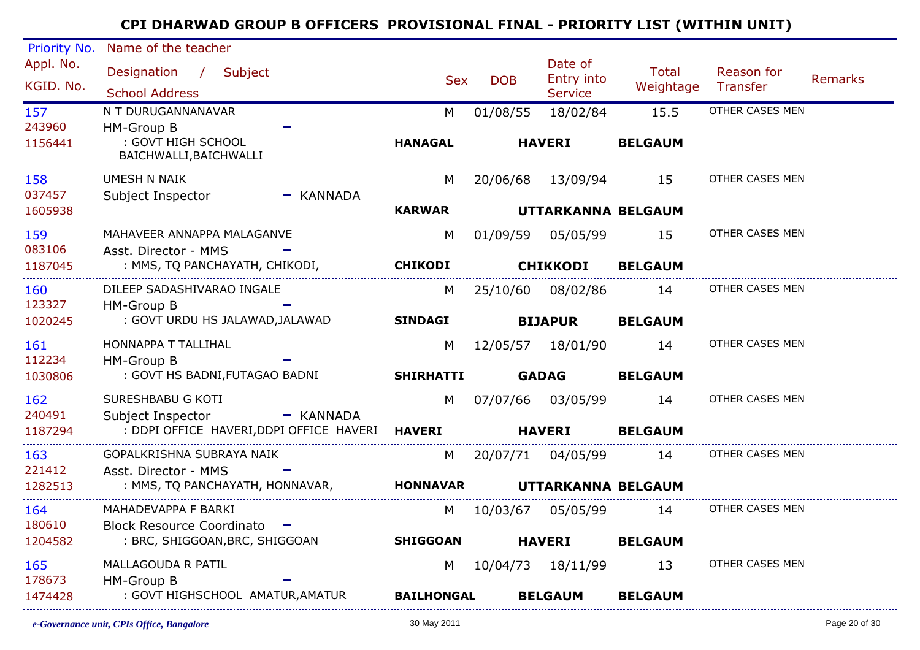# CPI DHARWAD GROUP B OFFICERS PROVISIONAL FINAL - PRIORITY LIST (WITHIN UNIT)

| Priority No. / Appl. No. / KGID. No. | Name of the teacher / Designation / Subject / School Address | Sex | DOB | Date of Entry into Service | Total Weightage | Reason for Transfer | Remarks |
|---|---|---|---|---|---|---|---|
| 157<br>243960<br>1156441 | N T DURUGANNANAVAR<br>HM-Group B -<br>: GOVT HIGH SCHOOL BAICHWALLI,BAICHWALLI<br>**HANAGAL** **HAVERI** **BELGAUM** | M | 01/08/55 | 18/02/84 | 15.5 | OTHER CASES MEN | |
| 158<br>037457<br>1605938 | UMESH N NAIK<br>Subject Inspector - KANNADA<br>**KARWAR** **UTTARKANNA** **BELGAUM** | M | 20/06/68 | 13/09/94 | 15 | OTHER CASES MEN | |
| 159<br>083106<br>1187045 | MAHAVEER ANNAPPA MALAGANVE<br>Asst. Director - MMS -<br>: MMS, TQ PANCHAYATH, CHIKODI,<br>**CHIKODI** **CHIKKODI** **BELGAUM** | M | 01/09/59 | 05/05/99 | 15 | OTHER CASES MEN | |
| 160<br>123327<br>1020245 | DILEEP SADASHIVARAO INGALE<br>HM-Group B -<br>: GOVT URDU HS JALAWAD,JALAWAD<br>**SINDAGI** **BIJAPUR** **BELGAUM** | M | 25/10/60 | 08/02/86 | 14 | OTHER CASES MEN | |
| 161<br>112234<br>1030806 | HONNAPPA T TALLIHAL<br>HM-Group B -<br>: GOVT HS BADNI,FUTAGAO BADNI<br>**SHIRHATTI** **GADAG** **BELGAUM** | M | 12/05/57 | 18/01/90 | 14 | OTHER CASES MEN | |
| 162<br>240491<br>1187294 | SURESHBABU G KOTI<br>Subject Inspector - KANNADA<br>: DDPI OFFICE HAVERI,DDPI OFFICE HAVERI<br>**HAVERI** **HAVERI** **BELGAUM** | M | 07/07/66 | 03/05/99 | 14 | OTHER CASES MEN | |
| 163<br>221412<br>1282513 | GOPALKRISHNA SUBRAYA NAIK<br>Asst. Director - MMS -<br>: MMS, TQ PANCHAYATH, HONNAVAR,<br>**HONNAVAR** **UTTARKANNA** **BELGAUM** | M | 20/07/71 | 04/05/99 | 14 | OTHER CASES MEN | |
| 164<br>180610<br>1204582 | MAHADEVAPPA F BARKI<br>Block Resource Coordinato -<br>: BRC, SHIGGOAN,BRC, SHIGGOAN<br>**SHIGGOAN** **HAVERI** **BELGAUM** | M | 10/03/67 | 05/05/99 | 14 | OTHER CASES MEN | |
| 165<br>178673<br>1474428 | MALLAGOUDA R PATIL<br>HM-Group B -<br>: GOVT HIGHSCHOOL AMATUR,AMATUR<br>**BAILHONGAL** **BELGAUM** **BELGAUM** | M | 10/04/73 | 18/11/99 | 13 | OTHER CASES MEN | |

*e-Governance unit, CPIs Office, Bangalore* — 30 May 2011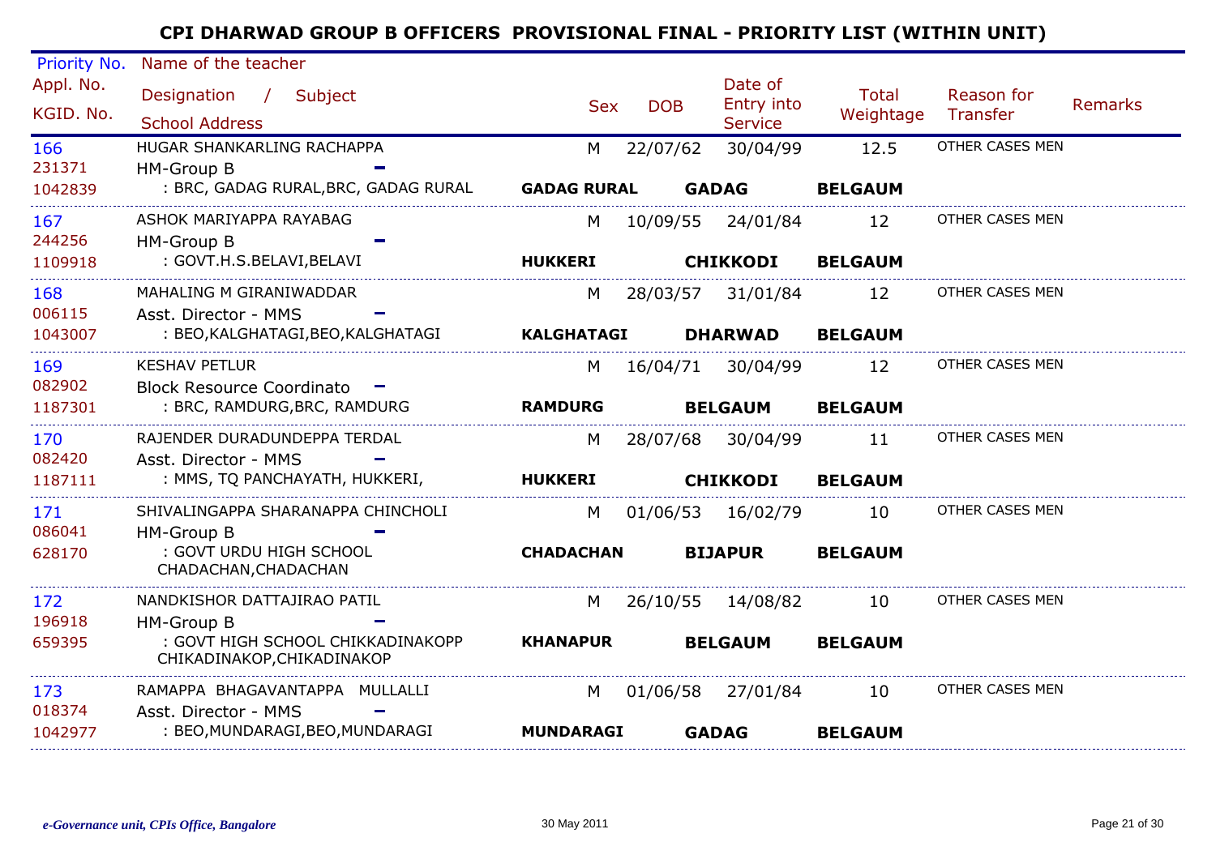# CPI DHARWAD GROUP B OFFICERS PROVISIONAL FINAL - PRIORITY LIST (WITHIN UNIT)

| Priority No. / Appl. No. / KGID. No. | Name of the teacher / Designation / Subject / School Address | Sex | DOB | Date of Entry into Service | Total Weightage | Reason for Transfer | Remarks |
|---|---|---|---|---|---|---|---|
| 166 / 231371 / 1042839 | HUGAR SHANKARLING RACHAPPA / HM-Group B - / : BRC, GADAG RURAL,BRC, GADAG RURAL / **GADAG RURAL** **GADAG** **BELGAUM** | M | 22/07/62 | 30/04/99 | 12.5 | OTHER CASES MEN | |
| 167 / 244256 / 1109918 | ASHOK MARIYAPPA RAYABAG / HM-Group B - / : GOVT.H.S.BELAVI,BELAVI / **HUKKERI** **CHIKKODI** **BELGAUM** | M | 10/09/55 | 24/01/84 | 12 | OTHER CASES MEN | |
| 168 / 006115 / 1043007 | MAHALING M GIRANIWADDAR / Asst. Director - MMS - / : BEO,KALGHATAGI,BEO,KALGHATAGI / **KALGHATAGI** **DHARWAD** **BELGAUM** | M | 28/03/57 | 31/01/84 | 12 | OTHER CASES MEN | |
| 169 / 082902 / 1187301 | KESHAV PETLUR / Block Resource Coordinato - / : BRC, RAMDURG,BRC, RAMDURG / **RAMDURG** **BELGAUM** **BELGAUM** | M | 16/04/71 | 30/04/99 | 12 | OTHER CASES MEN | |
| 170 / 082420 / 1187111 | RAJENDER DURADUNDEPPA TERDAL / Asst. Director - MMS - / : MMS, TQ PANCHAYATH, HUKKERI, / **HUKKERI** **CHIKKODI** **BELGAUM** | M | 28/07/68 | 30/04/99 | 11 | OTHER CASES MEN | |
| 171 / 086041 / 628170 | SHIVALINGAPPA SHARANAPPA CHINCHOLI / HM-Group B - / : GOVT URDU HIGH SCHOOL CHADACHAN,CHADACHAN / **CHADACHAN** **BIJAPUR** **BELGAUM** | M | 01/06/53 | 16/02/79 | 10 | OTHER CASES MEN | |
| 172 / 196918 / 659395 | NANDKISHOR DATTAJIRAO PATIL / HM-Group B - / : GOVT HIGH SCHOOL CHIKKADINAKOPP CHIKADINAKOP,CHIKADINAKOP / **KHANAPUR** **BELGAUM** **BELGAUM** | M | 26/10/55 | 14/08/82 | 10 | OTHER CASES MEN | |
| 173 / 018374 / 1042977 | RAMAPPA BHAGAVANTAPPA MULLALLI / Asst. Director - MMS - / : BEO,MUNDARAGI,BEO,MUNDARAGI / **MUNDARAGI** **GADAG** **BELGAUM** | M | 01/06/58 | 27/01/84 | 10 | OTHER CASES MEN | |

*e-Governance unit, CPIs Office, Bangalore* 30 May 2011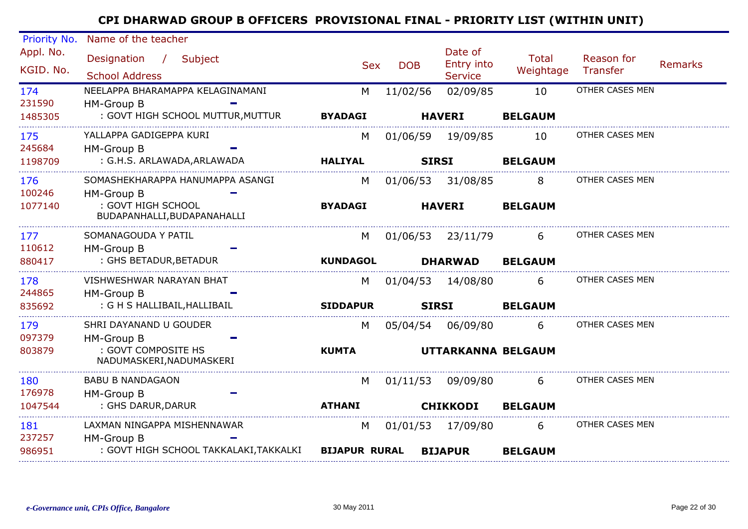# CPI DHARWAD GROUP B OFFICERS PROVISIONAL FINAL - PRIORITY LIST (WITHIN UNIT)

| Priority No. / Appl. No. / KGID. No. | Name of the teacher / Designation / Subject / School Address | Sex | DOB | Date of Entry into Service | Total Weightage | Reason for Transfer | Remarks |
|---|---|---|---|---|---|---|---|
| 174 / 231590 / 1485305 | NEELAPPA BHARAMAPPA KELAGINAMANI / HM-Group B - / : GOVT HIGH SCHOOL MUTTUR,MUTTUR / **BYADAGI** **HAVERI** **BELGAUM** | M | 11/02/56 | 02/09/85 | 10 | OTHER CASES MEN | |
| 175 / 245684 / 1198709 | YALLAPPA GADIGEPPA KURI / HM-Group B - / : G.H.S. ARLAWADA,ARLAWADA / **HALIYAL** **SIRSI** **BELGAUM** | M | 01/06/59 | 19/09/85 | 10 | OTHER CASES MEN | |
| 176 / 100246 / 1077140 | SOMASHEKHARAPPA HANUMAPPA ASANGI / HM-Group B - / : GOVT HIGH SCHOOL BUDAPANHALLI,BUDAPANAHALLI / **BYADAGI** **HAVERI** **BELGAUM** | M | 01/06/53 | 31/08/85 | 8 | OTHER CASES MEN | |
| 177 / 110612 / 880417 | SOMANAGOUDA Y PATIL / HM-Group B - / : GHS BETADUR,BETADUR / **KUNDAGOL** **DHARWAD** **BELGAUM** | M | 01/06/53 | 23/11/79 | 6 | OTHER CASES MEN | |
| 178 / 244865 / 835692 | VISHWESHWAR NARAYAN BHAT / HM-Group B - / : G H S HALLIBAIL,HALLIBAIL / **SIDDAPUR** **SIRSI** **BELGAUM** | M | 01/04/53 | 14/08/80 | 6 | OTHER CASES MEN | |
| 179 / 097379 / 803879 | SHRI DAYANAND U GOUDER / HM-Group B - / : GOVT COMPOSITE HS NADUMASKERI,NADUMASKERI / **KUMTA** **UTTARKANNA** **BELGAUM** | M | 05/04/54 | 06/09/80 | 6 | OTHER CASES MEN | |
| 180 / 176978 / 1047544 | BABU B NANDAGAON / HM-Group B - / : GHS DARUR,DARUR / **ATHANI** **CHIKKODI** **BELGAUM** | M | 01/11/53 | 09/09/80 | 6 | OTHER CASES MEN | |
| 181 / 237257 / 986951 | LAXMAN NINGAPPA MISHENNAWAR / HM-Group B - / : GOVT HIGH SCHOOL TAKKALAKI,TAKKALKI / **BIJAPUR RURAL** **BIJAPUR** **BELGAUM** | M | 01/01/53 | 17/09/80 | 6 | OTHER CASES MEN | |

*e-Governance unit, CPIs Office, Bangalore* — 30 May 2011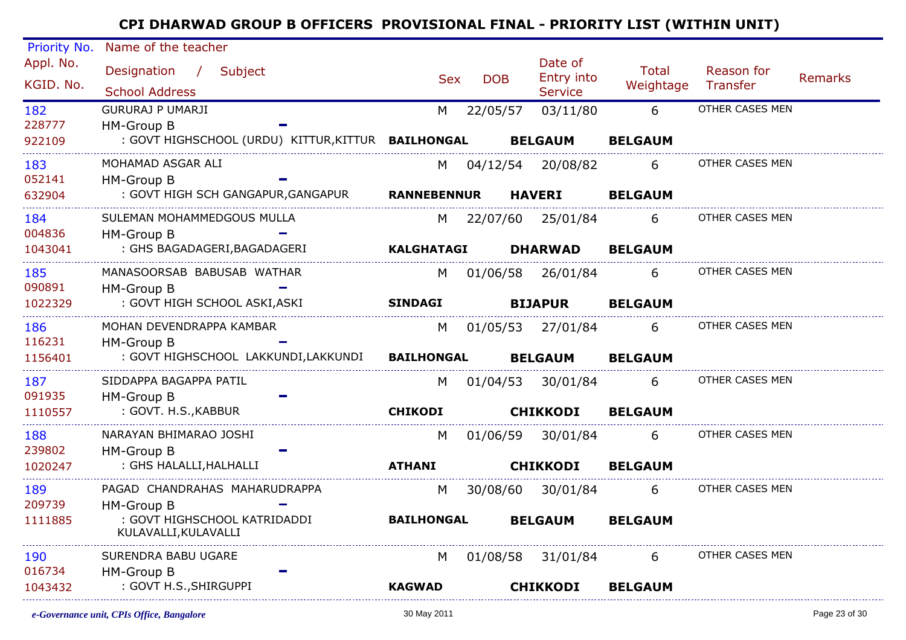# CPI DHARWAD GROUP B OFFICERS PROVISIONAL FINAL - PRIORITY LIST (WITHIN UNIT)

| Priority No. / Appl. No. / KGID. No. | Name of the teacher / Designation / Subject / School Address | Sex | DOB | Date of Entry into Service | Total Weightage | Reason for Transfer | Remarks |
|---|---|---|---|---|---|---|---|
| 182 / 228777 / 922109 | GURURAJ P UMARJI / HM-Group B - / : GOVT HIGHSCHOOL (URDU) KITTUR,KITTUR **BAILHONGAL BELGAUM BELGAUM** | M | 22/05/57 | 03/11/80 | 6 | OTHER CASES MEN | |
| 183 / 052141 / 632904 | MOHAMAD ASGAR ALI / HM-Group B - / : GOVT HIGH SCH GANGAPUR,GANGAPUR **RANNEBENNUR HAVERI BELGAUM** | M | 04/12/54 | 20/08/82 | 6 | OTHER CASES MEN | |
| 184 / 004836 / 1043041 | SULEMAN MOHAMMEDGOUS MULLA / HM-Group B - / : GHS BAGADAGERI,BAGADAGERI **KALGHATAGI DHARWAD BELGAUM** | M | 22/07/60 | 25/01/84 | 6 | OTHER CASES MEN | |
| 185 / 090891 / 1022329 | MANASOORSAB BABUSAB WATHAR / HM-Group B - / : GOVT HIGH SCHOOL ASKI,ASKI **SINDAGI BIJAPUR BELGAUM** | M | 01/06/58 | 26/01/84 | 6 | OTHER CASES MEN | |
| 186 / 116231 / 1156401 | MOHAN DEVENDRAPPA KAMBAR / HM-Group B - / : GOVT HIGHSCHOOL LAKKUNDI,LAKKUNDI **BAILHONGAL BELGAUM BELGAUM** | M | 01/05/53 | 27/01/84 | 6 | OTHER CASES MEN | |
| 187 / 091935 / 1110557 | SIDDAPPA BAGAPPA PATIL / HM-Group B - / : GOVT. H.S.,KABBUR **CHIKODI CHIKKODI BELGAUM** | M | 01/04/53 | 30/01/84 | 6 | OTHER CASES MEN | |
| 188 / 239802 / 1020247 | NARAYAN BHIMARAO JOSHI / HM-Group B - / : GHS HALALLI,HALHALLI **ATHANI CHIKKODI BELGAUM** | M | 01/06/59 | 30/01/84 | 6 | OTHER CASES MEN | |
| 189 / 209739 / 1111885 | PAGAD CHANDRAHAS MAHARUDRAPPA / HM-Group B - / : GOVT HIGHSCHOOL KATRIDADDI KULAVALLI,KULAVALLI **BAILHONGAL BELGAUM BELGAUM** | M | 30/08/60 | 30/01/84 | 6 | OTHER CASES MEN | |
| 190 / 016734 / 1043432 | SURENDRA BABU UGARE / HM-Group B - / : GOVT H.S.,SHIRGUPPI **KAGWAD CHIKKODI BELGAUM** | M | 01/08/58 | 31/01/84 | 6 | OTHER CASES MEN | |

*e-Governance unit, CPIs Office, Bangalore* 30 May 2011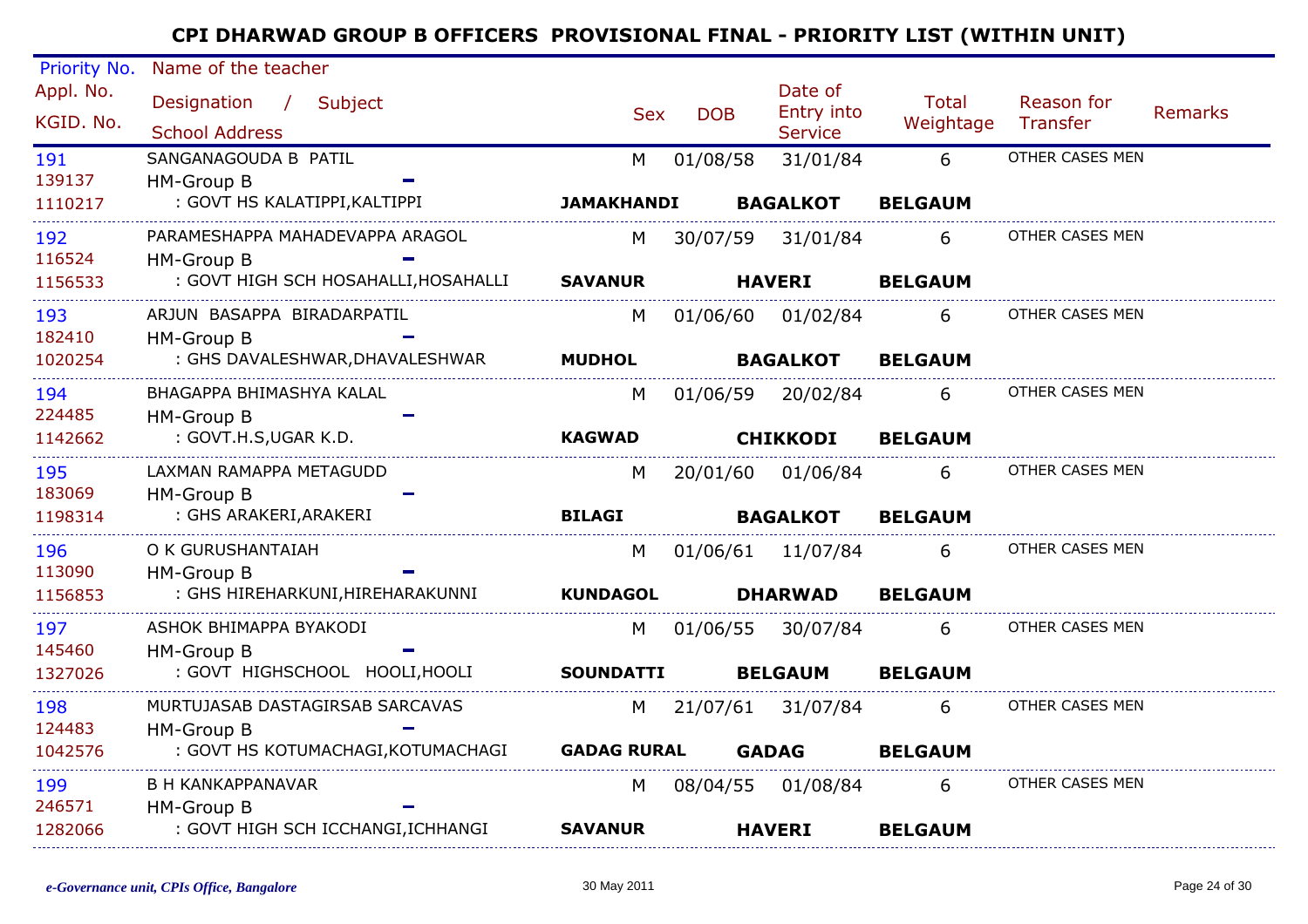# CPI DHARWAD GROUP B OFFICERS PROVISIONAL FINAL - PRIORITY LIST (WITHIN UNIT)

| Priority No. / Appl. No. / KGID. No. | Name of the teacher / Designation / Subject / School Address | Sex | DOB | Date of Entry into Service | Total Weightage | Reason for Transfer | Remarks |
|---|---|---|---|---|---|---|---|
| 191<br>139137<br>1110217 | SANGANAGOUDA B PATIL<br>HM-Group B -<br>: GOVT HS KALATIPPI,KALTIPPI<br>**JAMAKHANDI** **BAGALKOT** **BELGAUM** | M | 01/08/58 | 31/01/84 | 6 | OTHER CASES MEN | |
| 192<br>116524<br>1156533 | PARAMESHAPPA MAHADEVAPPA ARAGOL<br>HM-Group B -<br>: GOVT HIGH SCH HOSAHALLI,HOSAHALLI<br>**SAVANUR** **HAVERI** **BELGAUM** | M | 30/07/59 | 31/01/84 | 6 | OTHER CASES MEN | |
| 193<br>182410<br>1020254 | ARJUN BASAPPA BIRADARPATIL<br>HM-Group B -<br>: GHS DAVALESHWAR,DHAVALESHWAR<br>**MUDHOL** **BAGALKOT** **BELGAUM** | M | 01/06/60 | 01/02/84 | 6 | OTHER CASES MEN | |
| 194<br>224485<br>1142662 | BHAGAPPA BHIMASHYA KALAL<br>HM-Group B -<br>: GOVT.H.S,UGAR K.D.<br>**KAGWAD** **CHIKKODI** **BELGAUM** | M | 01/06/59 | 20/02/84 | 6 | OTHER CASES MEN | |
| 195<br>183069<br>1198314 | LAXMAN RAMAPPA METAGUDD<br>HM-Group B -<br>: GHS ARAKERI,ARAKERI<br>**BILAGI** **BAGALKOT** **BELGAUM** | M | 20/01/60 | 01/06/84 | 6 | OTHER CASES MEN | |
| 196<br>113090<br>1156853 | O K GURUSHANTAIAH<br>HM-Group B -<br>: GHS HIREHARKUNI,HIREHARAKUNNI<br>**KUNDAGOL** **DHARWAD** **BELGAUM** | M | 01/06/61 | 11/07/84 | 6 | OTHER CASES MEN | |
| 197<br>145460<br>1327026 | ASHOK BHIMAPPA BYAKODI<br>HM-Group B -<br>: GOVT HIGHSCHOOL HOOLI,HOOLI<br>**SOUNDATTI** **BELGAUM** **BELGAUM** | M | 01/06/55 | 30/07/84 | 6 | OTHER CASES MEN | |
| 198<br>124483<br>1042576 | MURTUJASAB DASTAGIRSAB SARCAVAS<br>HM-Group B -<br>: GOVT HS KOTUMACHAGI,KOTUMACHAGI<br>**GADAG RURAL** **GADAG** **BELGAUM** | M | 21/07/61 | 31/07/84 | 6 | OTHER CASES MEN | |
| 199<br>246571<br>1282066 | B H KANKAPPANAVAR<br>HM-Group B -<br>: GOVT HIGH SCH ICCHANGI,ICHHANGI<br>**SAVANUR** **HAVERI** **BELGAUM** | M | 08/04/55 | 01/08/84 | 6 | OTHER CASES MEN | |

*e-Governance unit, CPIs Office, Bangalore* 30 May 2011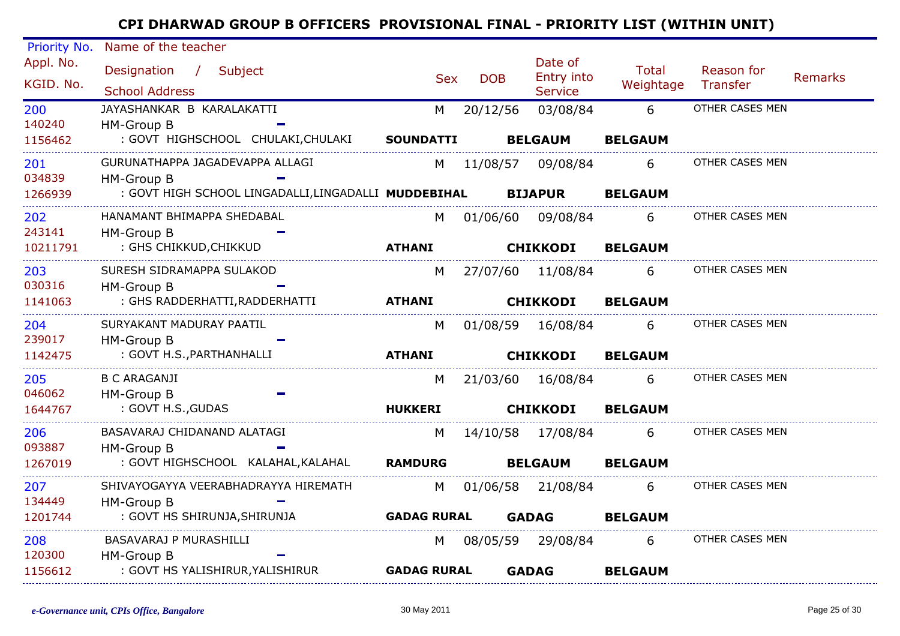# CPI DHARWAD GROUP B OFFICERS PROVISIONAL FINAL - PRIORITY LIST (WITHIN UNIT)

| Priority No. / Appl. No. / KGID. No. | Name of the teacher / Designation / Subject / School Address | Sex | DOB | Date of Entry into Service | Total Weightage | Reason for Transfer | Remarks |
|---|---|---|---|---|---|---|---|
| 200 / 140240 / 1156462 | JAYASHANKAR B KARALAKATTI / HM-Group B - / : GOVT HIGHSCHOOL CHULAKI,CHULAKI **SOUNDATTI** **BELGAUM** **BELGAUM** | M | 20/12/56 | 03/08/84 | 6 | OTHER CASES MEN | |
| 201 / 034839 / 1266939 | GURUNATHAPPA JAGADEVAPPA ALLAGI / HM-Group B - / : GOVT HIGH SCHOOL LINGADALLI,LINGADALLI **MUDDEBIHAL** **BIJAPUR** **BELGAUM** | M | 11/08/57 | 09/08/84 | 6 | OTHER CASES MEN | |
| 202 / 243141 / 10211791 | HANAMANT BHIMAPPA SHEDABAL / HM-Group B - / : GHS CHIKKUD,CHIKKUD **ATHANI** **CHIKKODI** **BELGAUM** | M | 01/06/60 | 09/08/84 | 6 | OTHER CASES MEN | |
| 203 / 030316 / 1141063 | SURESH SIDRAMAPPA SULAKOD / HM-Group B - / : GHS RADDERHATTI,RADDERHATTI **ATHANI** **CHIKKODI** **BELGAUM** | M | 27/07/60 | 11/08/84 | 6 | OTHER CASES MEN | |
| 204 / 239017 / 1142475 | SURYAKANT MADURAY PAATIL / HM-Group B - / : GOVT H.S.,PARTHANHALLI **ATHANI** **CHIKKODI** **BELGAUM** | M | 01/08/59 | 16/08/84 | 6 | OTHER CASES MEN | |
| 205 / 046062 / 1644767 | B C ARAGANJI / HM-Group B - / : GOVT H.S.,GUDAS **HUKKERI** **CHIKKODI** **BELGAUM** | M | 21/03/60 | 16/08/84 | 6 | OTHER CASES MEN | |
| 206 / 093887 / 1267019 | BASAVARAJ CHIDANAND ALATAGI / HM-Group B - / : GOVT HIGHSCHOOL KALAHAL,KALAHAL **RAMDURG** **BELGAUM** **BELGAUM** | M | 14/10/58 | 17/08/84 | 6 | OTHER CASES MEN | |
| 207 / 134449 / 1201744 | SHIVAYOGAYYA VEERABHADRAYYA HIREMATH / HM-Group B - / : GOVT HS SHIRUNJA,SHIRUNJA **GADAG RURAL** **GADAG** **BELGAUM** | M | 01/06/58 | 21/08/84 | 6 | OTHER CASES MEN | |
| 208 / 120300 / 1156612 | BASAVARAJ P MURASHILLI / HM-Group B - / : GOVT HS YALISHIRUR,YALISHIRUR **GADAG RURAL** **GADAG** **BELGAUM** | M | 08/05/59 | 29/08/84 | 6 | OTHER CASES MEN | |

*e-Governance unit, CPIs Office, Bangalore* 30 May 2011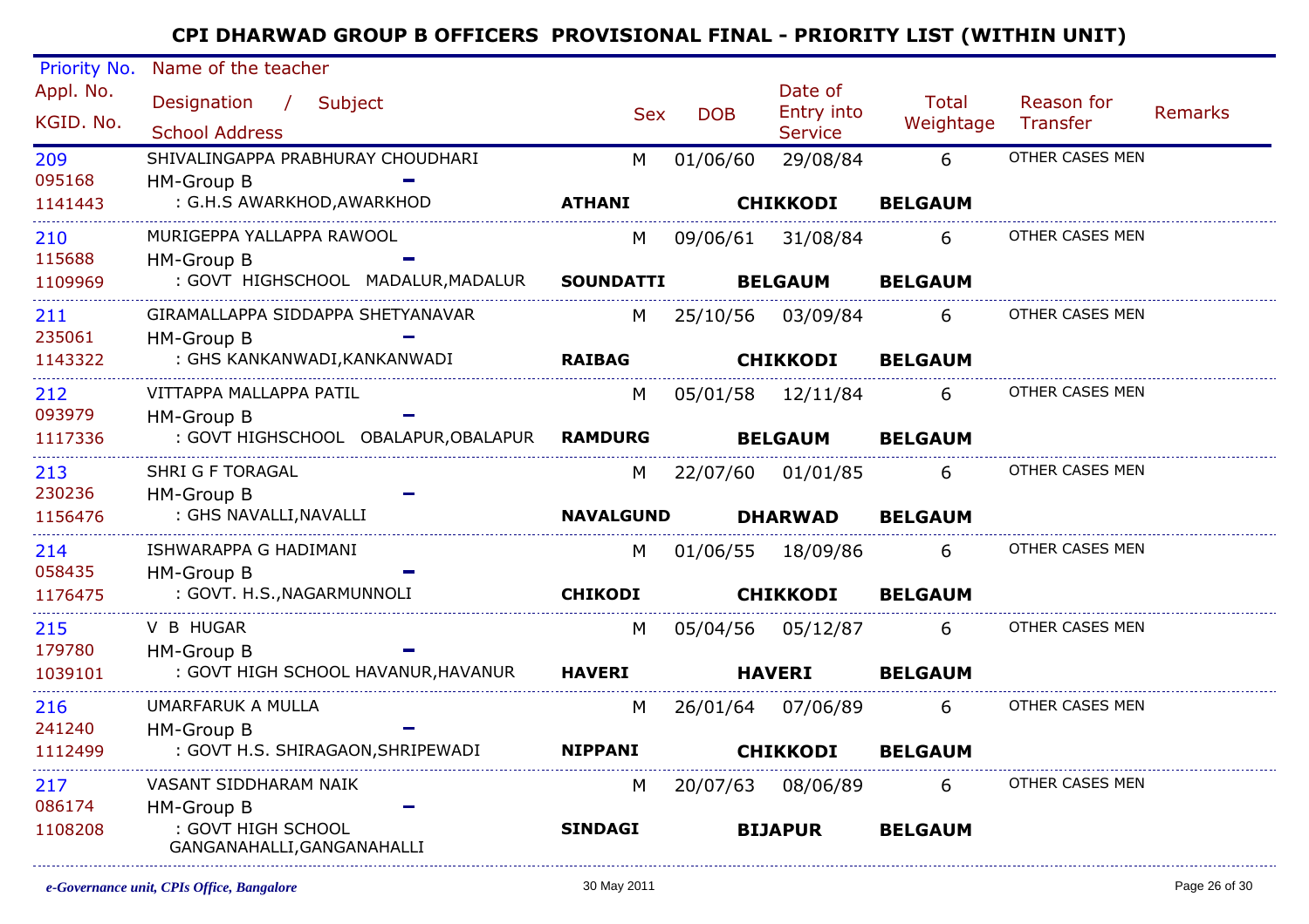# CPI DHARWAD GROUP B OFFICERS PROVISIONAL FINAL - PRIORITY LIST (WITHIN UNIT)

| Priority No. / Appl. No. / KGID. No. | Name of the teacher / Designation / Subject / School Address | | Sex | DOB | Date of Entry into Service | | Total Weightage | Reason for Transfer | Remarks |
|---|---|---|---|---|---|---|---|---|---|
| 209 / 095168 / 1141443 | SHIVALINGAPPA PRABHURAY CHOUDHARI / HM-Group B – / : G.H.S AWARKHOD,AWARKHOD | ATHANI | M | 01/06/60 | 29/08/84 | CHIKKODI | 6 / BELGAUM | OTHER CASES MEN | |
| 210 / 115688 / 1109969 | MURIGEPPA YALLAPPA RAWOOL / HM-Group B – / : GOVT HIGHSCHOOL MADALUR,MADALUR | SOUNDATTI | M | 09/06/61 | 31/08/84 | BELGAUM | 6 / BELGAUM | OTHER CASES MEN | |
| 211 / 235061 / 1143322 | GIRAMALLAPPA SIDDAPPA SHETYANAVAR / HM-Group B – / : GHS KANKANWADI,KANKANWADI | RAIBAG | M | 25/10/56 | 03/09/84 | CHIKKODI | 6 / BELGAUM | OTHER CASES MEN | |
| 212 / 093979 / 1117336 | VITTAPPA MALLAPPA PATIL / HM-Group B – / : GOVT HIGHSCHOOL OBALAPUR,OBALAPUR | RAMDURG | M | 05/01/58 | 12/11/84 | BELGAUM | 6 / BELGAUM | OTHER CASES MEN | |
| 213 / 230236 / 1156476 | SHRI G F TORAGAL / HM-Group B – / : GHS NAVALLI,NAVALLI | NAVALGUND | M | 22/07/60 | 01/01/85 | DHARWAD | 6 / BELGAUM | OTHER CASES MEN | |
| 214 / 058435 / 1176475 | ISHWARAPPA G HADIMANI / HM-Group B – / : GOVT. H.S.,NAGARMUNNOLI | CHIKODI | M | 01/06/55 | 18/09/86 | CHIKKODI | 6 / BELGAUM | OTHER CASES MEN | |
| 215 / 179780 / 1039101 | V B HUGAR / HM-Group B – / : GOVT HIGH SCHOOL HAVANUR,HAVANUR | HAVERI | M | 05/04/56 | 05/12/87 | HAVERI | 6 / BELGAUM | OTHER CASES MEN | |
| 216 / 241240 / 1112499 | UMARFARUK A MULLA / HM-Group B – / : GOVT H.S. SHIRAGAON,SHRIPEWADI | NIPPANI | M | 26/01/64 | 07/06/89 | CHIKKODI | 6 / BELGAUM | OTHER CASES MEN | |
| 217 / 086174 / 1108208 | VASANT SIDDHARAM NAIK / HM-Group B – / : GOVT HIGH SCHOOL GANGANAHALLI,GANGANAHALLI | SINDAGI | M | 20/07/63 | 08/06/89 | BIJAPUR | 6 / BELGAUM | OTHER CASES MEN | |

*e-Governance unit, CPIs Office, Bangalore*

30 May 2011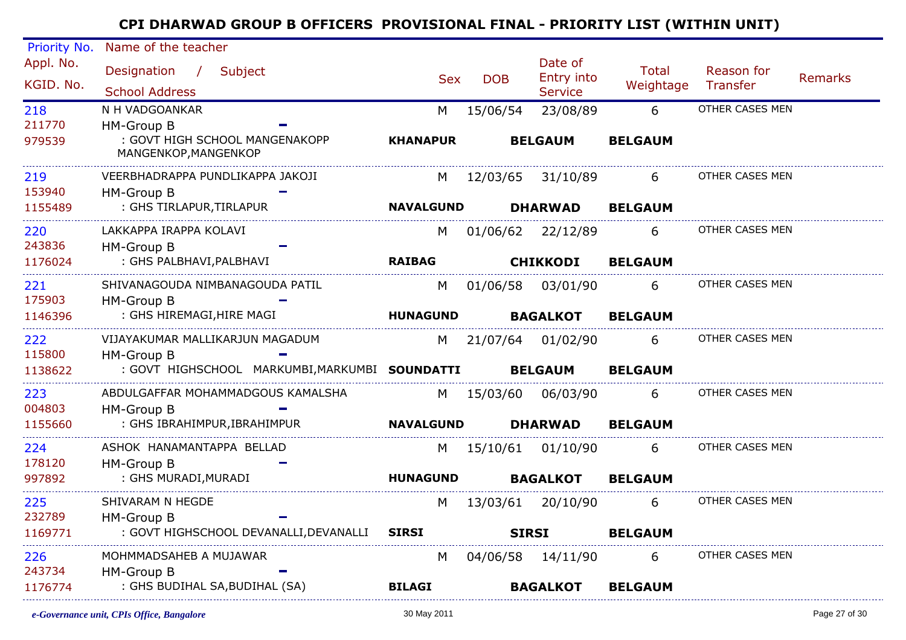# CPI DHARWAD GROUP B OFFICERS PROVISIONAL FINAL - PRIORITY LIST (WITHIN UNIT)

| Priority No. / Appl. No. / KGID. No. | Name of the teacher / Designation / Subject / School Address | Sex | DOB | Date of Entry into Service | Total Weightage | Reason for Transfer | Remarks |
|---|---|---|---|---|---|---|---|
| 218 / 211770 / 979539 | N H VADGOANKAR / HM-Group B / : GOVT HIGH SCHOOL MANGENAKOPP MANGENKOP,MANGENKOP — KHANAPUR, BELGAUM, BELGAUM | M | 15/06/54 | 23/08/89 | 6 | OTHER CASES MEN | |
| 219 / 153940 / 1155489 | VEERBHADRAPPA PUNDLIKAPPA JAKOJI / HM-Group B / : GHS TIRLAPUR,TIRLAPUR — NAVALGUND, DHARWAD, BELGAUM | M | 12/03/65 | 31/10/89 | 6 | OTHER CASES MEN | |
| 220 / 243836 / 1176024 | LAKKAPPA IRAPPA KOLAVI / HM-Group B / : GHS PALBHAVI,PALBHAVI — RAIBAG, CHIKKODI, BELGAUM | M | 01/06/62 | 22/12/89 | 6 | OTHER CASES MEN | |
| 221 / 175903 / 1146396 | SHIVANAGOUDA NIMBANAGOUDA PATIL / HM-Group B / : GHS HIREMAGI,HIRE MAGI — HUNAGUND, BAGALKOT, BELGAUM | M | 01/06/58 | 03/01/90 | 6 | OTHER CASES MEN | |
| 222 / 115800 / 1138622 | VIJAYAKUMAR MALLIKARJUN MAGADUM / HM-Group B / : GOVT HIGHSCHOOL MARKUMBI,MARKUMBI — SOUNDATTI, BELGAUM, BELGAUM | M | 21/07/64 | 01/02/90 | 6 | OTHER CASES MEN | |
| 223 / 004803 / 1155660 | ABDULGAFFAR MOHAMMADGOUS KAMALSHA / HM-Group B / : GHS IBRAHIMPUR,IBRAHIMPUR — NAVALGUND, DHARWAD, BELGAUM | M | 15/03/60 | 06/03/90 | 6 | OTHER CASES MEN | |
| 224 / 178120 / 997892 | ASHOK HANAMANTAPPA BELLAD / HM-Group B / : GHS MURADI,MURADI — HUNAGUND, BAGALKOT, BELGAUM | M | 15/10/61 | 01/10/90 | 6 | OTHER CASES MEN | |
| 225 / 232789 / 1169771 | SHIVARAM N HEGDE / HM-Group B / : GOVT HIGHSCHOOL DEVANALLI,DEVANALLI — SIRSI, SIRSI, BELGAUM | M | 13/03/61 | 20/10/90 | 6 | OTHER CASES MEN | |
| 226 / 243734 / 1176774 | MOHMMADSAHEB A MUJAWAR / HM-Group B / : GHS BUDIHAL SA,BUDIHAL (SA) — BILAGI, BAGALKOT, BELGAUM | M | 04/06/58 | 14/11/90 | 6 | OTHER CASES MEN | |

*e-Governance unit, CPIs Office, Bangalore* — 30 May 2011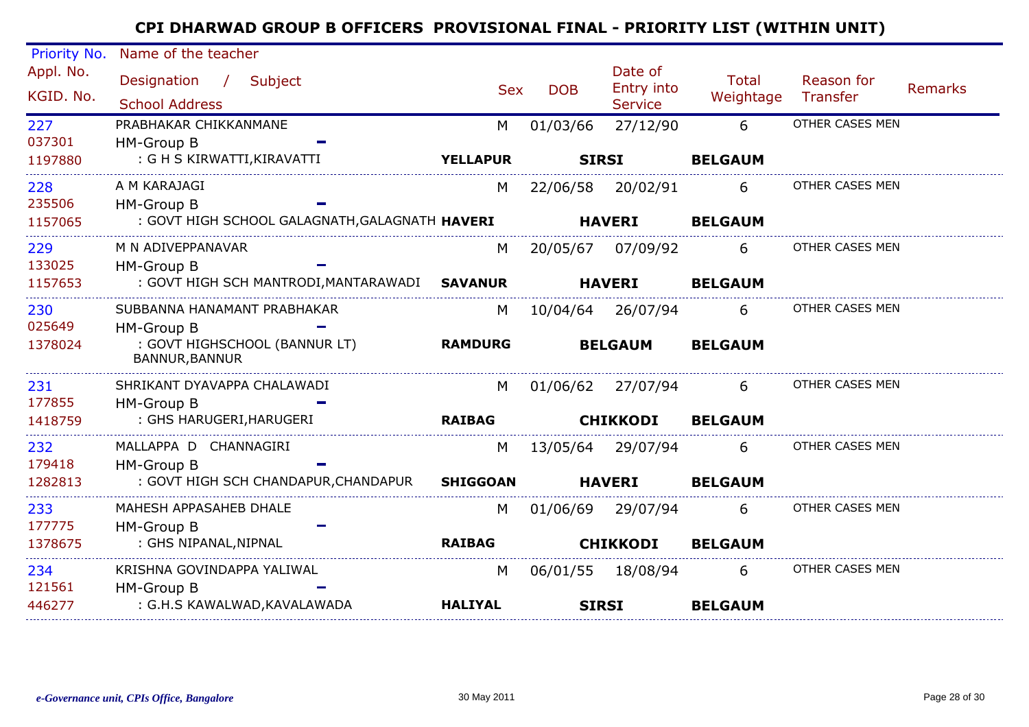# CPI DHARWAD GROUP B OFFICERS PROVISIONAL FINAL - PRIORITY LIST (WITHIN UNIT)

| Priority No. / Appl. No. / KGID. No. | Name of the teacher / Designation / Subject / School Address | Sex | DOB | Date of Entry into Service | Total Weightage | Reason for Transfer | Remarks |
|---|---|---|---|---|---|---|---|
| 227 / 037301 / 1197880 | PRABHAKAR CHIKKANMANE / HM-Group B - / : G H S KIRWATTI,KIRAVATTI **YELLAPUR** **SIRSI** **BELGAUM** | M | 01/03/66 | 27/12/90 | 6 | OTHER CASES MEN | |
| 228 / 235506 / 1157065 | A M KARAJAGI / HM-Group B - / : GOVT HIGH SCHOOL GALAGNATH,GALAGNATH **HAVERI** **HAVERI** **BELGAUM** | M | 22/06/58 | 20/02/91 | 6 | OTHER CASES MEN | |
| 229 / 133025 / 1157653 | M N ADIVEPPANAVAR / HM-Group B - / : GOVT HIGH SCH MANTRODI,MANTARAWADI **SAVANUR** **HAVERI** **BELGAUM** | M | 20/05/67 | 07/09/92 | 6 | OTHER CASES MEN | |
| 230 / 025649 / 1378024 | SUBBANNA HANAMANT PRABHAKAR / HM-Group B - / : GOVT HIGHSCHOOL (BANNUR LT) BANNUR,BANNUR **RAMDURG** **BELGAUM** **BELGAUM** | M | 10/04/64 | 26/07/94 | 6 | OTHER CASES MEN | |
| 231 / 177855 / 1418759 | SHRIKANT DYAVAPPA CHALAWADI / HM-Group B - / : GHS HARUGERI,HARUGERI **RAIBAG** **CHIKKODI** **BELGAUM** | M | 01/06/62 | 27/07/94 | 6 | OTHER CASES MEN | |
| 232 / 179418 / 1282813 | MALLAPPA D CHANNAGIRI / HM-Group B - / : GOVT HIGH SCH CHANDAPUR,CHANDAPUR **SHIGGOAN** **HAVERI** **BELGAUM** | M | 13/05/64 | 29/07/94 | 6 | OTHER CASES MEN | |
| 233 / 177775 / 1378675 | MAHESH APPASAHEB DHALE / HM-Group B - / : GHS NIPANAL,NIPNAL **RAIBAG** **CHIKKODI** **BELGAUM** | M | 01/06/69 | 29/07/94 | 6 | OTHER CASES MEN | |
| 234 / 121561 / 446277 | KRISHNA GOVINDAPPA YALIWAL / HM-Group B - / : G.H.S KAWALWAD,KAVALAWADA **HALIYAL** **SIRSI** **BELGAUM** | M | 06/01/55 | 18/08/94 | 6 | OTHER CASES MEN | |

*e-Governance unit, CPIs Office, Bangalore* 30 May 2011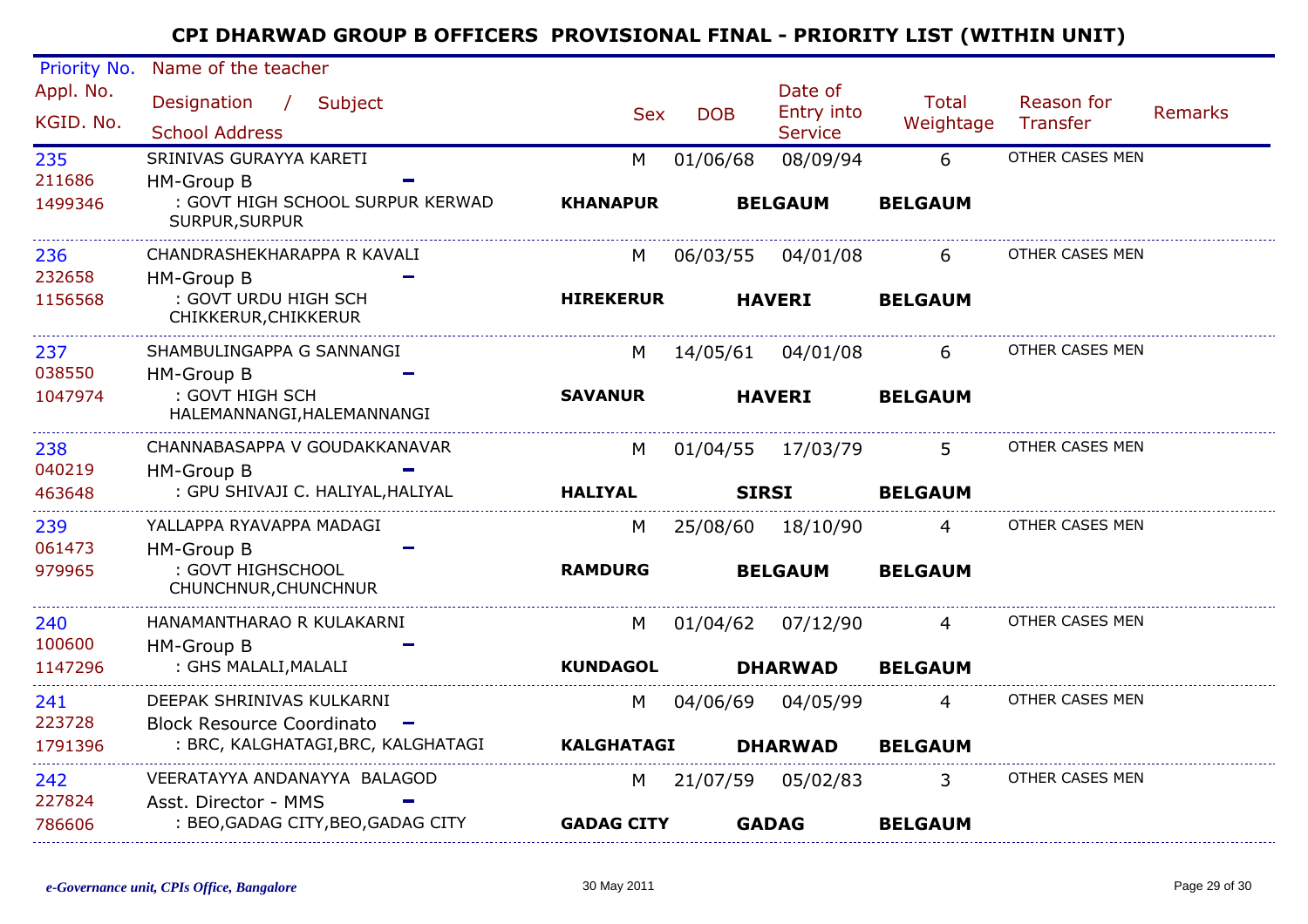# CPI DHARWAD GROUP B OFFICERS PROVISIONAL FINAL - PRIORITY LIST (WITHIN UNIT)

| Priority No. / Appl. No. / KGID. No. | Name of the teacher / Designation / Subject / School Address | Sex | DOB | Date of Entry into Service | Total Weightage | Reason for Transfer | Remarks |
|---|---|---|---|---|---|---|---|
| 235<br>211686<br>1499346 | SRINIVAS GURAYYA KARETI<br>HM-Group B -<br>: GOVT HIGH SCHOOL SURPUR KERWAD SURPUR,SURPUR<br>**KHANAPUR** **BELGAUM** **BELGAUM** | M | 01/06/68 | 08/09/94 | 6 | OTHER CASES MEN | |
| 236<br>232658<br>1156568 | CHANDRASHEKHARAPPA R KAVALI<br>HM-Group B -<br>: GOVT URDU HIGH SCH CHIKKERUR,CHIKKERUR<br>**HIREKERUR** **HAVERI** **BELGAUM** | M | 06/03/55 | 04/01/08 | 6 | OTHER CASES MEN | |
| 237<br>038550<br>1047974 | SHAMBULINGAPPA G SANNANGI<br>HM-Group B -<br>: GOVT HIGH SCH HALEMANNANGI,HALEMANNANGI<br>**SAVANUR** **HAVERI** **BELGAUM** | M | 14/05/61 | 04/01/08 | 6 | OTHER CASES MEN | |
| 238<br>040219<br>463648 | CHANNABASAPPA V GOUDAKKANAVAR<br>HM-Group B -<br>: GPU SHIVAJI C. HALIYAL,HALIYAL<br>**HALIYAL** **SIRSI** **BELGAUM** | M | 01/04/55 | 17/03/79 | 5 | OTHER CASES MEN | |
| 239<br>061473<br>979965 | YALLAPPA RYAVAPPA MADAGI<br>HM-Group B -<br>: GOVT HIGHSCHOOL CHUNCHNUR,CHUNCHNUR<br>**RAMDURG** **BELGAUM** **BELGAUM** | M | 25/08/60 | 18/10/90 | 4 | OTHER CASES MEN | |
| 240<br>100600<br>1147296 | HANAMANTHARAO R KULAKARNI<br>HM-Group B -<br>: GHS MALALI,MALALI<br>**KUNDAGOL** **DHARWAD** **BELGAUM** | M | 01/04/62 | 07/12/90 | 4 | OTHER CASES MEN | |
| 241<br>223728<br>1791396 | DEEPAK SHRINIVAS KULKARNI<br>Block Resource Coordinato -<br>: BRC, KALGHATAGI,BRC, KALGHATAGI<br>**KALGHATAGI** **DHARWAD** **BELGAUM** | M | 04/06/69 | 04/05/99 | 4 | OTHER CASES MEN | |
| 242<br>227824<br>786606 | VEERATAYYA ANDANAYYA BALAGOD<br>Asst. Director - MMS -<br>: BEO,GADAG CITY,BEO,GADAG CITY<br>**GADAG CITY** **GADAG** **BELGAUM** | M | 21/07/59 | 05/02/83 | 3 | OTHER CASES MEN | |

*e-Governance unit, CPIs Office, Bangalore* 30 May 2011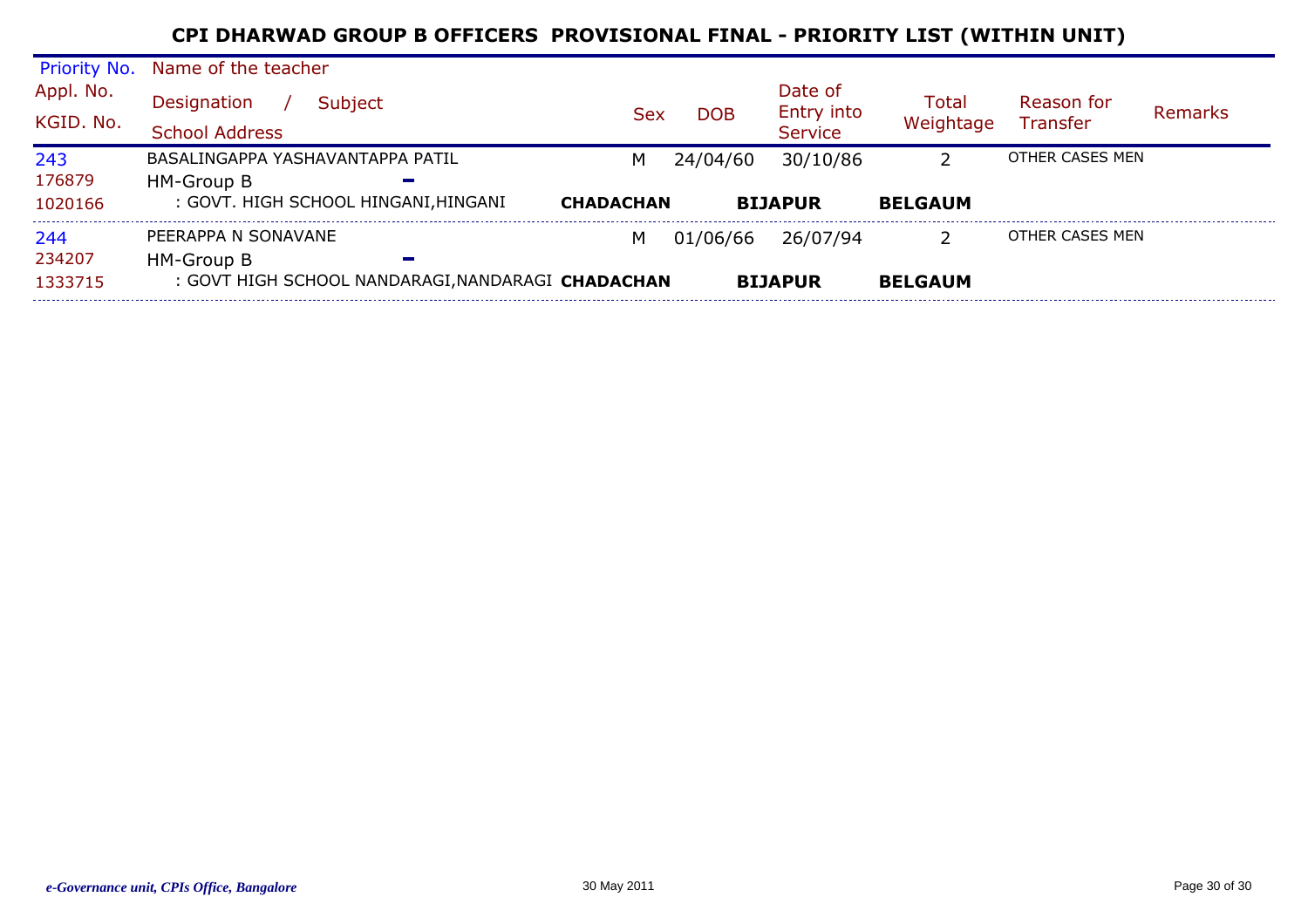# CPI DHARWAD GROUP B OFFICERS PROVISIONAL FINAL - PRIORITY LIST (WITHIN UNIT)

| Priority No. / Appl. No. / KGID. No. | Name of the teacher / Designation / Subject / School Address | | Sex | DOB | Date of Entry into Service | Total Weightage | Reason for Transfer | Remarks |
|---|---|---|---|---|---|---|---|---|
| 243 | BASALINGAPPA YASHAVANTAPPA PATIL | | M | 24/04/60 | 30/10/86 | 2 | OTHER CASES MEN | |
| 176879 | HM-Group B - | | | | | | | |
| 1020166 | : GOVT. HIGH SCHOOL HINGANI,HINGANI | CHADACHAN | | | BIJAPUR | BELGAUM | | |
| 244 | PEERAPPA N SONAVANE | | M | 01/06/66 | 26/07/94 | 2 | OTHER CASES MEN | |
| 234207 | HM-Group B - | | | | | | | |
| 1333715 | : GOVT HIGH SCHOOL NANDARAGI,NANDARAGI | CHADACHAN | | | BIJAPUR | BELGAUM | | |

*e-Governance unit, CPIs Office, Bangalore*

30 May 2011